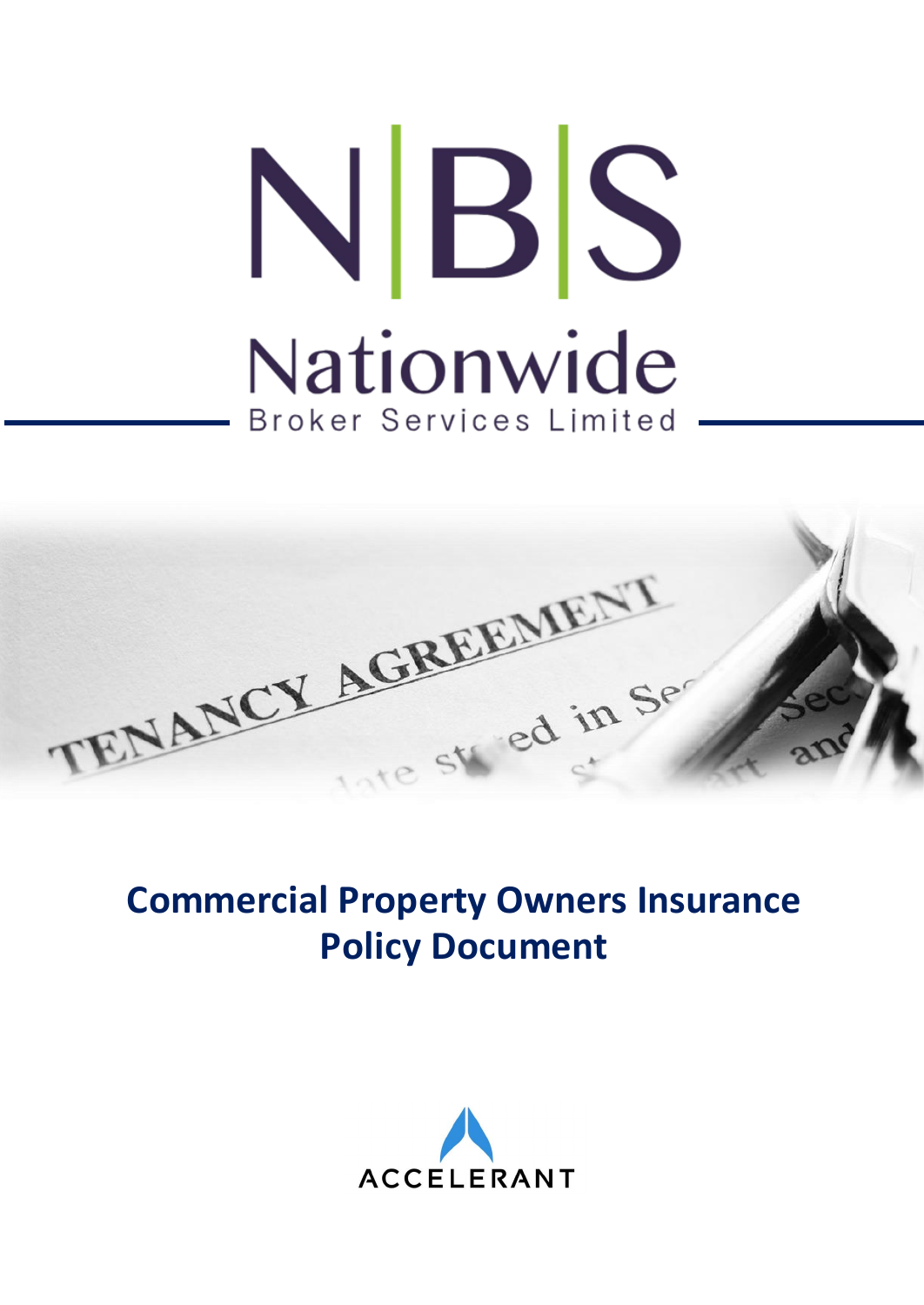# NBS Nationwide

Broker Services Limited

# Commercial Property Owners Insurance Policy Document

ACCELERANT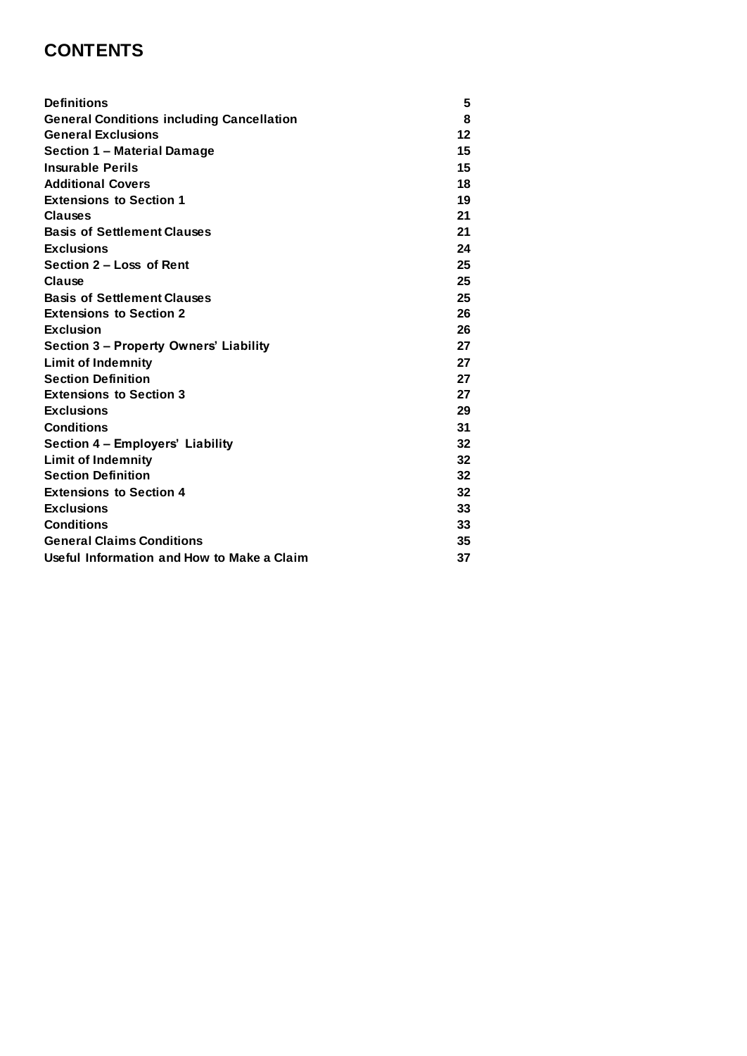# CONTENTS

| | |
|---|---|
| **Definitions** | **5** |
| **General Conditions including Cancellation** | **8** |
| **General Exclusions** | **12** |
| **Section 1 – Material Damage** | **15** |
| **Insurable Perils** | **15** |
| **Additional Covers** | **18** |
| **Extensions to Section 1** | **19** |
| **Clauses** | **21** |
| **Basis of Settlement Clauses** | **21** |
| **Exclusions** | **24** |
| **Section 2 – Loss of Rent** | **25** |
| **Clause** | **25** |
| **Basis of Settlement Clauses** | **25** |
| **Extensions to Section 2** | **26** |
| **Exclusion** | **26** |
| **Section 3 – Property Owners' Liability** | **27** |
| **Limit of Indemnity** | **27** |
| **Section Definition** | **27** |
| **Extensions to Section 3** | **27** |
| **Exclusions** | **29** |
| **Conditions** | **31** |
| **Section 4 – Employers' Liability** | **32** |
| **Limit of Indemnity** | **32** |
| **Section Definition** | **32** |
| **Extensions to Section 4** | **32** |
| **Exclusions** | **33** |
| **Conditions** | **33** |
| **General Claims Conditions** | **35** |
| **Useful Information and How to Make a Claim** | **37** |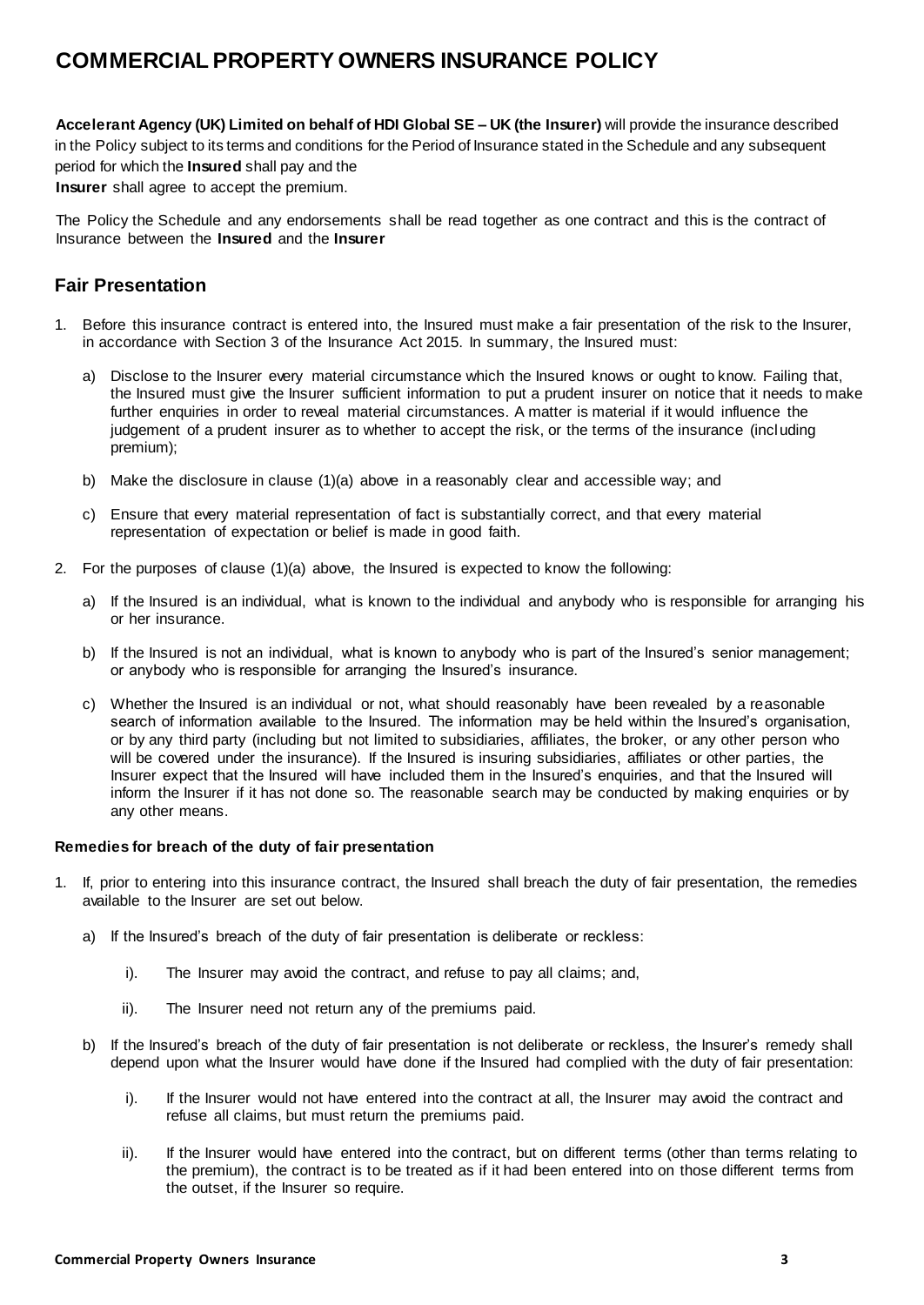# COMMERCIAL PROPERTY OWNERS INSURANCE POLICY

**Accelerant Agency (UK) Limited on behalf of HDI Global SE – UK (the Insurer)** will provide the insurance described in the Policy subject to its terms and conditions for the Period of Insurance stated in the Schedule and any subsequent period for which the **Insured** shall pay and the **Insurer** shall agree to accept the premium.

The Policy the Schedule and any endorsements shall be read together as one contract and this is the contract of Insurance between the **Insured** and the **Insurer**

## Fair Presentation

1. Before this insurance contract is entered into, the Insured must make a fair presentation of the risk to the Insurer, in accordance with Section 3 of the Insurance Act 2015. In summary, the Insured must:
   a) Disclose to the Insurer every material circumstance which the Insured knows or ought to know. Failing that, the Insured must give the Insurer sufficient information to put a prudent insurer on notice that it needs to make further enquiries in order to reveal material circumstances. A matter is material if it would influence the judgement of a prudent insurer as to whether to accept the risk, or the terms of the insurance (including premium);
   b) Make the disclosure in clause (1)(a) above in a reasonably clear and accessible way; and
   c) Ensure that every material representation of fact is substantially correct, and that every material representation of expectation or belief is made in good faith.
2. For the purposes of clause (1)(a) above, the Insured is expected to know the following:
   a) If the Insured is an individual, what is known to the individual and anybody who is responsible for arranging his or her insurance.
   b) If the Insured is not an individual, what is known to anybody who is part of the Insured's senior management; or anybody who is responsible for arranging the Insured's insurance.
   c) Whether the Insured is an individual or not, what should reasonably have been revealed by a reasonable search of information available to the Insured. The information may be held within the Insured's organisation, or by any third party (including but not limited to subsidiaries, affiliates, the broker, or any other person who will be covered under the insurance). If the Insured is insuring subsidiaries, affiliates or other parties, the Insurer expect that the Insured will have included them in the Insured's enquiries, and that the Insured will inform the Insurer if it has not done so. The reasonable search may be conducted by making enquiries or by any other means.

**Remedies for breach of the duty of fair presentation**

1. If, prior to entering into this insurance contract, the Insured shall breach the duty of fair presentation, the remedies available to the Insurer are set out below.
   a) If the Insured's breach of the duty of fair presentation is deliberate or reckless:
      i). The Insurer may avoid the contract, and refuse to pay all claims; and,
      ii). The Insurer need not return any of the premiums paid.
   b) If the Insured's breach of the duty of fair presentation is not deliberate or reckless, the Insurer's remedy shall depend upon what the Insurer would have done if the Insured had complied with the duty of fair presentation:
      i). If the Insurer would not have entered into the contract at all, the Insurer may avoid the contract and refuse all claims, but must return the premiums paid.
      ii). If the Insurer would have entered into the contract, but on different terms (other than terms relating to the premium), the contract is to be treated as if it had been entered into on those different terms from the outset, if the Insurer so require.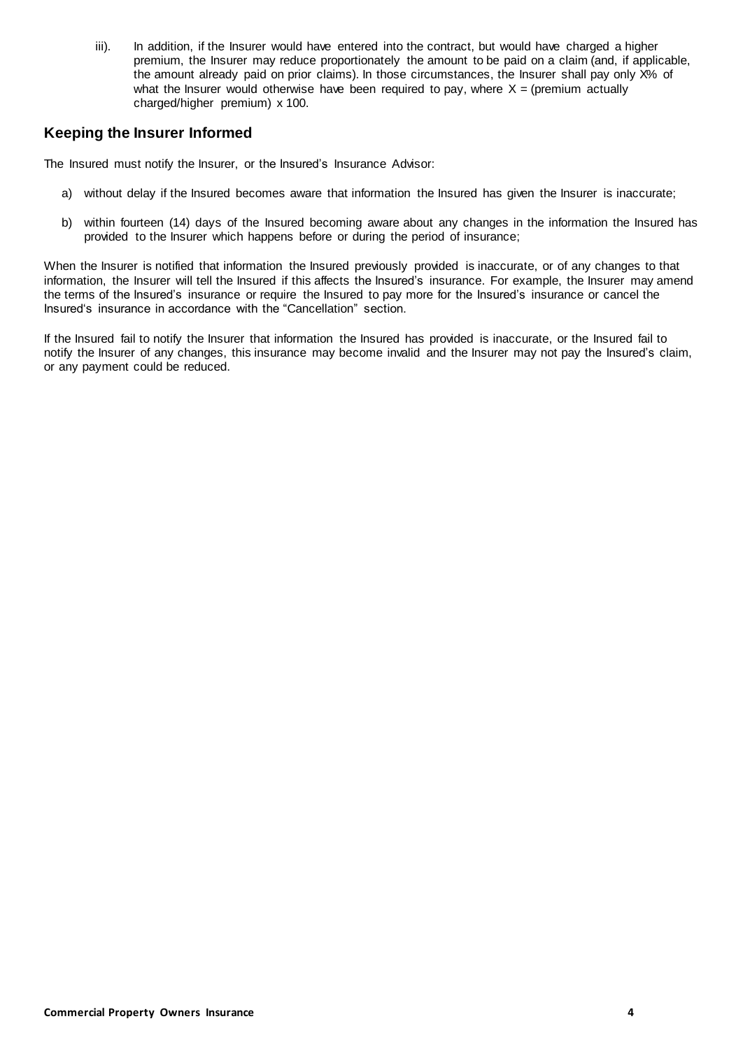iii). In addition, if the Insurer would have entered into the contract, but would have charged a higher premium, the Insurer may reduce proportionately the amount to be paid on a claim (and, if applicable, the amount already paid on prior claims). In those circumstances, the Insurer shall pay only X% of what the Insurer would otherwise have been required to pay, where X = (premium actually charged/higher premium) x 100.

## Keeping the Insurer Informed

The Insured must notify the Insurer, or the Insured's Insurance Advisor:

a) without delay if the Insured becomes aware that information the Insured has given the Insurer is inaccurate;

b) within fourteen (14) days of the Insured becoming aware about any changes in the information the Insured has provided to the Insurer which happens before or during the period of insurance;

When the Insurer is notified that information the Insured previously provided is inaccurate, or of any changes to that information, the Insurer will tell the Insured if this affects the Insured's insurance. For example, the Insurer may amend the terms of the Insured's insurance or require the Insured to pay more for the Insured's insurance or cancel the Insured's insurance in accordance with the "Cancellation" section.

If the Insured fail to notify the Insurer that information the Insured has provided is inaccurate, or the Insured fail to notify the Insurer of any changes, this insurance may become invalid and the Insurer may not pay the Insured's claim, or any payment could be reduced.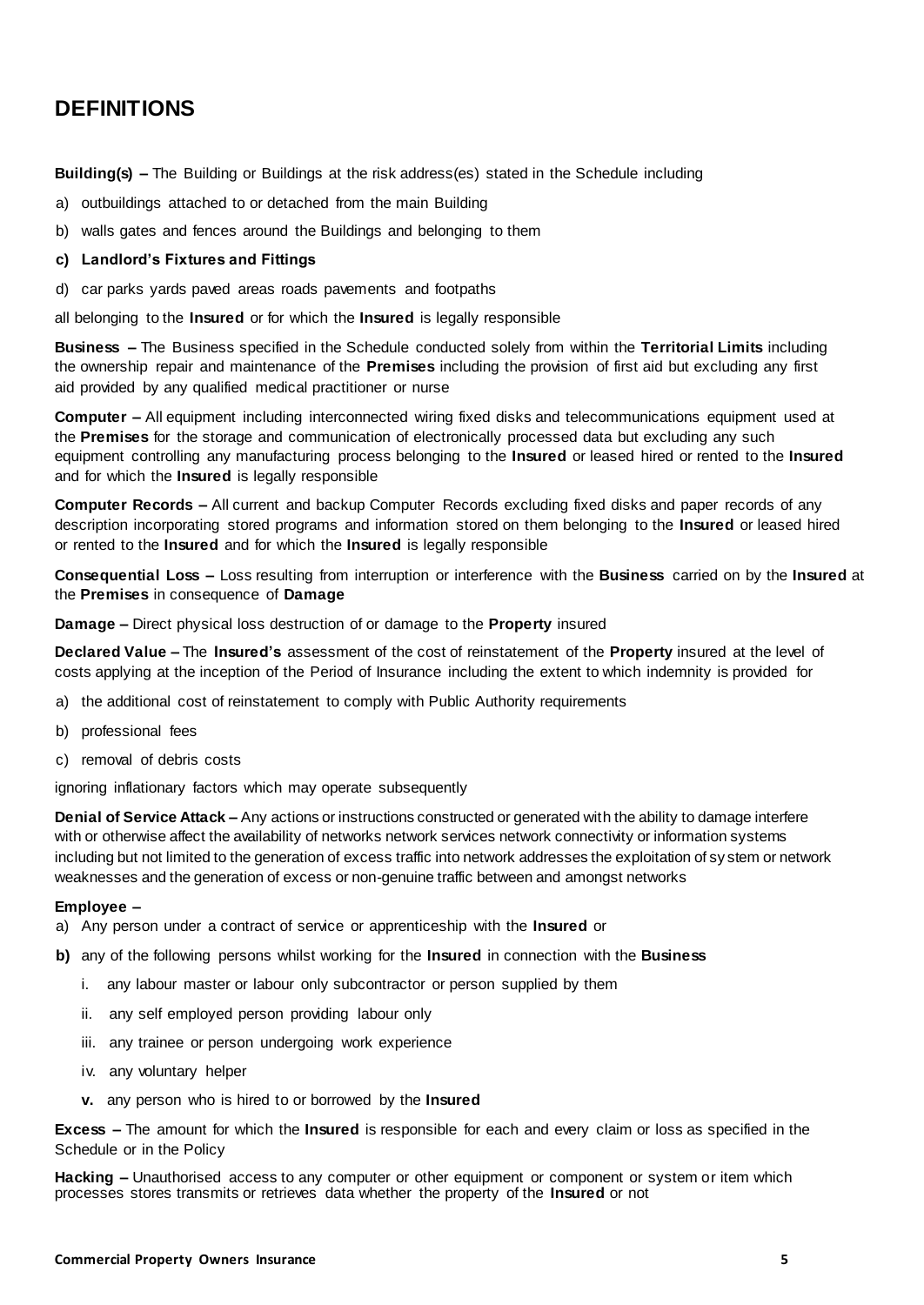## DEFINITIONS

**Building(s) –** The Building or Buildings at the risk address(es) stated in the Schedule including

a) outbuildings attached to or detached from the main Building

b) walls gates and fences around the Buildings and belonging to them

**c) Landlord's Fixtures and Fittings**

d) car parks yards paved areas roads pavements and footpaths

all belonging to the **Insured** or for which the **Insured** is legally responsible

**Business –** The Business specified in the Schedule conducted solely from within the **Territorial Limits** including the ownership repair and maintenance of the **Premises** including the provision of first aid but excluding any first aid provided by any qualified medical practitioner or nurse

**Computer –** All equipment including interconnected wiring fixed disks and telecommunications equipment used at the **Premises** for the storage and communication of electronically processed data but excluding any such equipment controlling any manufacturing process belonging to the **Insured** or leased hired or rented to the **Insured** and for which the **Insured** is legally responsible

**Computer Records –** All current and backup Computer Records excluding fixed disks and paper records of any description incorporating stored programs and information stored on them belonging to the **Insured** or leased hired or rented to the **Insured** and for which the **Insured** is legally responsible

**Consequential Loss –** Loss resulting from interruption or interference with the **Business** carried on by the **Insured** at the **Premises** in consequence of **Damage**

**Damage –** Direct physical loss destruction of or damage to the **Property** insured

**Declared Value –** The **Insured's** assessment of the cost of reinstatement of the **Property** insured at the level of costs applying at the inception of the Period of Insurance including the extent to which indemnity is provided for

a) the additional cost of reinstatement to comply with Public Authority requirements

b) professional fees

c) removal of debris costs

ignoring inflationary factors which may operate subsequently

**Denial of Service Attack –** Any actions or instructions constructed or generated with the ability to damage interfere with or otherwise affect the availability of networks network services network connectivity or information systems including but not limited to the generation of excess traffic into network addresses the exploitation of system or network weaknesses and the generation of excess or non-genuine traffic between and amongst networks

**Employee –**

a) Any person under a contract of service or apprenticeship with the **Insured** or

**b)** any of the following persons whilst working for the **Insured** in connection with the **Business**

   i. any labour master or labour only subcontractor or person supplied by them

   ii. any self employed person providing labour only

   iii. any trainee or person undergoing work experience

   iv. any voluntary helper

   **v.** any person who is hired to or borrowed by the **Insured**

**Excess –** The amount for which the **Insured** is responsible for each and every claim or loss as specified in the Schedule or in the Policy

**Hacking –** Unauthorised access to any computer or other equipment or component or system or item which processes stores transmits or retrieves data whether the property of the **Insured** or not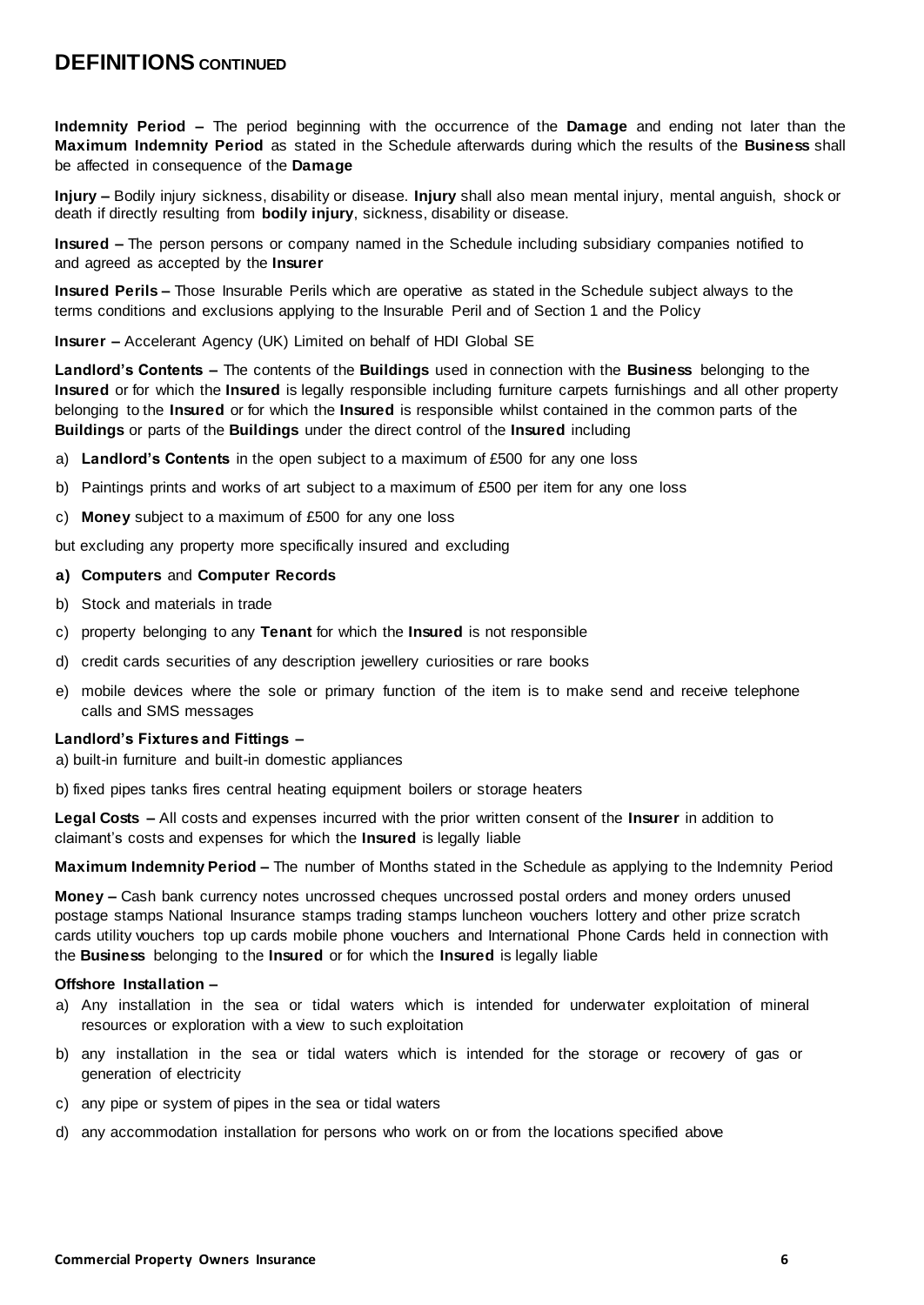## DEFINITIONS CONTINUED

**Indemnity Period –** The period beginning with the occurrence of the **Damage** and ending not later than the **Maximum Indemnity Period** as stated in the Schedule afterwards during which the results of the **Business** shall be affected in consequence of the **Damage**

**Injury –** Bodily injury sickness, disability or disease. **Injury** shall also mean mental injury, mental anguish, shock or death if directly resulting from **bodily injury**, sickness, disability or disease.

**Insured –** The person persons or company named in the Schedule including subsidiary companies notified to and agreed as accepted by the **Insurer**

**Insured Perils –** Those Insurable Perils which are operative as stated in the Schedule subject always to the terms conditions and exclusions applying to the Insurable Peril and of Section 1 and the Policy

**Insurer –** Accelerant Agency (UK) Limited on behalf of HDI Global SE

**Landlord's Contents –** The contents of the **Buildings** used in connection with the **Business** belonging to the **Insured** or for which the **Insured** is legally responsible including furniture carpets furnishings and all other property belonging to the **Insured** or for which the **Insured** is responsible whilst contained in the common parts of the **Buildings** or parts of the **Buildings** under the direct control of the **Insured** including

a) **Landlord's Contents** in the open subject to a maximum of £500 for any one loss

b) Paintings prints and works of art subject to a maximum of £500 per item for any one loss

c) **Money** subject to a maximum of £500 for any one loss

but excluding any property more specifically insured and excluding

**a) Computers** and **Computer Records**

b) Stock and materials in trade

c) property belonging to any **Tenant** for which the **Insured** is not responsible

d) credit cards securities of any description jewellery curiosities or rare books

e) mobile devices where the sole or primary function of the item is to make send and receive telephone calls and SMS messages

**Landlord's Fixtures and Fittings –**

a) built-in furniture and built-in domestic appliances

b) fixed pipes tanks fires central heating equipment boilers or storage heaters

**Legal Costs –** All costs and expenses incurred with the prior written consent of the **Insurer** in addition to claimant's costs and expenses for which the **Insured** is legally liable

**Maximum Indemnity Period –** The number of Months stated in the Schedule as applying to the Indemnity Period

**Money –** Cash bank currency notes uncrossed cheques uncrossed postal orders and money orders unused postage stamps National Insurance stamps trading stamps luncheon vouchers lottery and other prize scratch cards utility vouchers top up cards mobile phone vouchers and International Phone Cards held in connection with the **Business** belonging to the **Insured** or for which the **Insured** is legally liable

**Offshore Installation –**

a) Any installation in the sea or tidal waters which is intended for underwater exploitation of mineral resources or exploration with a view to such exploitation

b) any installation in the sea or tidal waters which is intended for the storage or recovery of gas or generation of electricity

c) any pipe or system of pipes in the sea or tidal waters

d) any accommodation installation for persons who work on or from the locations specified above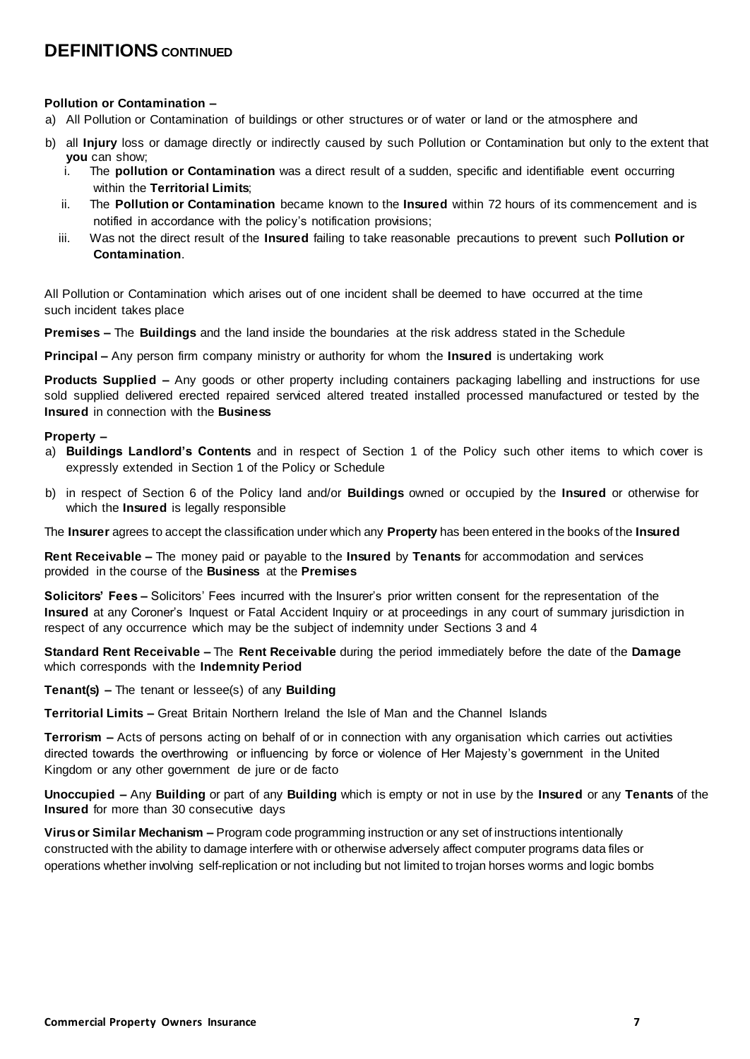# DEFINITIONS CONTINUED

**Pollution or Contamination –**

a) All Pollution or Contamination of buildings or other structures or of water or land or the atmosphere and

b) all **Injury** loss or damage directly or indirectly caused by such Pollution or Contamination but only to the extent that **you** can show;
   i. The **pollution or Contamination** was a direct result of a sudden, specific and identifiable event occurring within the **Territorial Limits**;
   ii. The **Pollution or Contamination** became known to the **Insured** within 72 hours of its commencement and is notified in accordance with the policy's notification provisions;
   iii. Was not the direct result of the **Insured** failing to take reasonable precautions to prevent such **Pollution or Contamination**.

All Pollution or Contamination which arises out of one incident shall be deemed to have occurred at the time such incident takes place

**Premises –** The **Buildings** and the land inside the boundaries at the risk address stated in the Schedule

**Principal –** Any person firm company ministry or authority for whom the **Insured** is undertaking work

**Products Supplied –** Any goods or other property including containers packaging labelling and instructions for use sold supplied delivered erected repaired serviced altered treated installed processed manufactured or tested by the **Insured** in connection with the **Business**

**Property –**

a) **Buildings Landlord's Contents** and in respect of Section 1 of the Policy such other items to which cover is expressly extended in Section 1 of the Policy or Schedule

b) in respect of Section 6 of the Policy land and/or **Buildings** owned or occupied by the **Insured** or otherwise for which the **Insured** is legally responsible

The **Insurer** agrees to accept the classification under which any **Property** has been entered in the books of the **Insured**

**Rent Receivable –** The money paid or payable to the **Insured** by **Tenants** for accommodation and services provided in the course of the **Business** at the **Premises**

**Solicitors' Fees –** Solicitors' Fees incurred with the Insurer's prior written consent for the representation of the **Insured** at any Coroner's Inquest or Fatal Accident Inquiry or at proceedings in any court of summary jurisdiction in respect of any occurrence which may be the subject of indemnity under Sections 3 and 4

**Standard Rent Receivable –** The **Rent Receivable** during the period immediately before the date of the **Damage** which corresponds with the **Indemnity Period**

**Tenant(s) –** The tenant or lessee(s) of any **Building**

**Territorial Limits –** Great Britain Northern Ireland the Isle of Man and the Channel Islands

**Terrorism –** Acts of persons acting on behalf of or in connection with any organisation which carries out activities directed towards the overthrowing or influencing by force or violence of Her Majesty's government in the United Kingdom or any other government de jure or de facto

**Unoccupied –** Any **Building** or part of any **Building** which is empty or not in use by the **Insured** or any **Tenants** of the **Insured** for more than 30 consecutive days

**Virus or Similar Mechanism –** Program code programming instruction or any set of instructions intentionally constructed with the ability to damage interfere with or otherwise adversely affect computer programs data files or operations whether involving self-replication or not including but not limited to trojan horses worms and logic bombs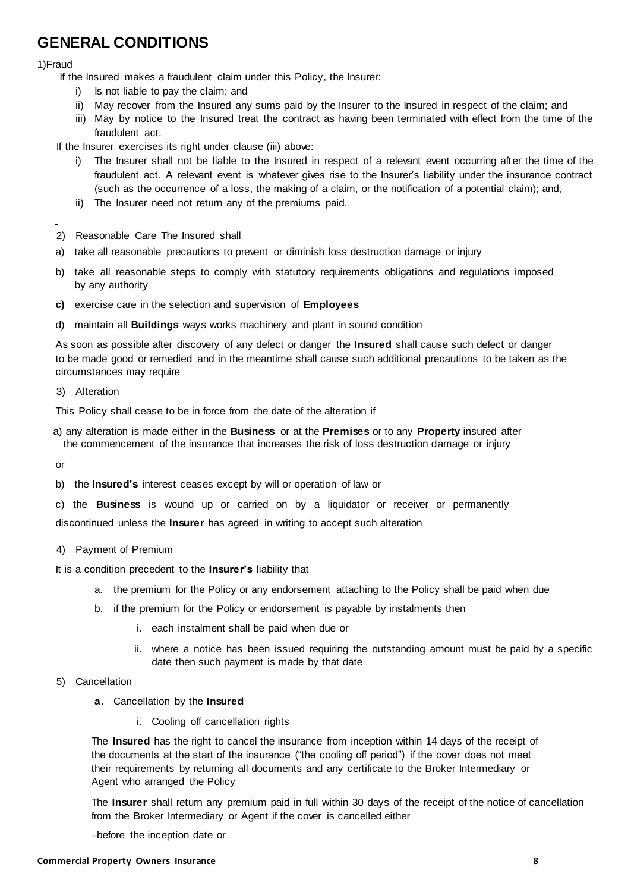# GENERAL CONDITIONS

1)Fraud

If the Insured makes a fraudulent claim under this Policy, the Insurer:

i) Is not liable to pay the claim; and
ii) May recover from the Insured any sums paid by the Insurer to the Insured in respect of the claim; and
iii) May by notice to the Insured treat the contract as having been terminated with effect from the time of the fraudulent act.

If the Insurer exercises its right under clause (iii) above:

i) The Insurer shall not be liable to the Insured in respect of a relevant event occurring after the time of the fraudulent act. A relevant event is whatever gives rise to the Insurer's liability under the insurance contract (such as the occurrence of a loss, the making of a claim, or the notification of a potential claim); and,
ii) The Insurer need not return any of the premiums paid.

2) Reasonable Care The Insured shall

a) take all reasonable precautions to prevent or diminish loss destruction damage or injury

b) take all reasonable steps to comply with statutory requirements obligations and regulations imposed by any authority

**c)** exercise care in the selection and supervision of **Employees**

d) maintain all **Buildings** ways works machinery and plant in sound condition

As soon as possible after discovery of any defect or danger the **Insured** shall cause such defect or danger to be made good or remedied and in the meantime shall cause such additional precautions to be taken as the circumstances may require

3) Alteration

This Policy shall cease to be in force from the date of the alteration if

a) any alteration is made either in the **Business** or at the **Premises** or to any **Property** insured after the commencement of the insurance that increases the risk of loss destruction damage or injury

or

b) the **Insured's** interest ceases except by will or operation of law or

c) the **Business** is wound up or carried on by a liquidator or receiver or permanently discontinued unless the **Insurer** has agreed in writing to accept such alteration

4) Payment of Premium

It is a condition precedent to the **Insurer's** liability that

a. the premium for the Policy or any endorsement attaching to the Policy shall be paid when due
b. if the premium for the Policy or endorsement is payable by instalments then
    i. each instalment shall be paid when due or
    ii. where a notice has been issued requiring the outstanding amount must be paid by a specific date then such payment is made by that date

5) Cancellation

**a.** Cancellation by the **Insured**

i. Cooling off cancellation rights

The **Insured** has the right to cancel the insurance from inception within 14 days of the receipt of the documents at the start of the insurance ("the cooling off period") if the cover does not meet their requirements by returning all documents and any certificate to the Broker Intermediary or Agent who arranged the Policy

The **Insurer** shall return any premium paid in full within 30 days of the receipt of the notice of cancellation from the Broker Intermediary or Agent if the cover is cancelled either

–before the inception date or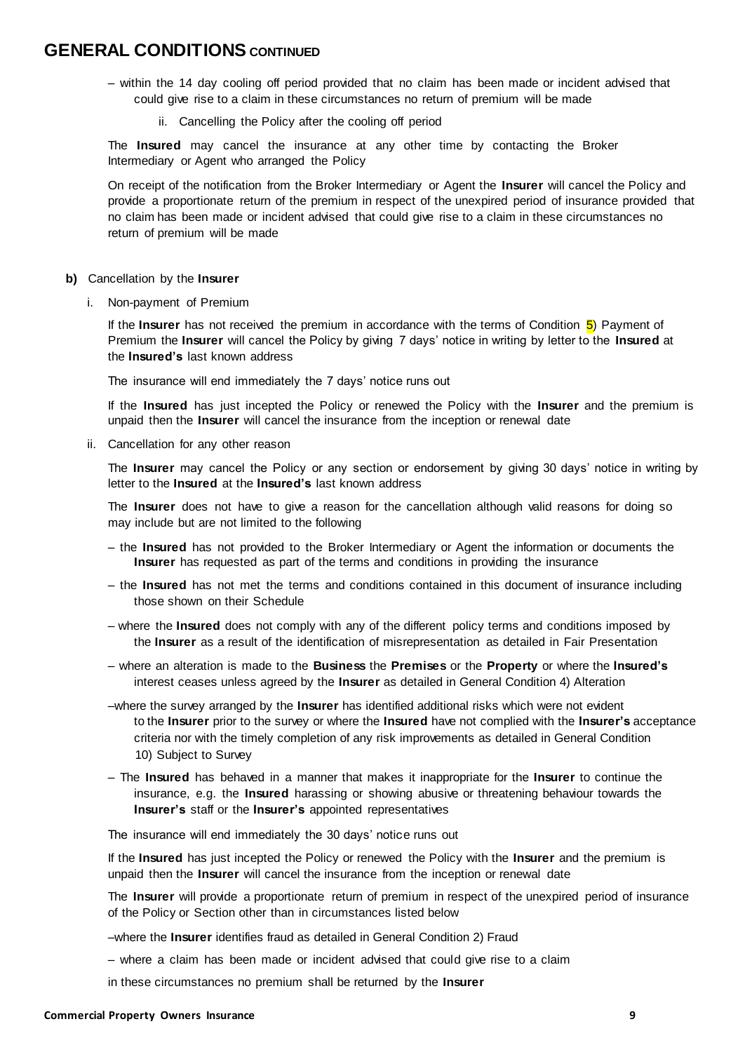# GENERAL CONDITIONS CONTINUED

– within the 14 day cooling off period provided that no claim has been made or incident advised that could give rise to a claim in these circumstances no return of premium will be made

ii. Cancelling the Policy after the cooling off period

The **Insured** may cancel the insurance at any other time by contacting the Broker Intermediary or Agent who arranged the Policy

On receipt of the notification from the Broker Intermediary or Agent the **Insurer** will cancel the Policy and provide a proportionate return of the premium in respect of the unexpired period of insurance provided that no claim has been made or incident advised that could give rise to a claim in these circumstances no return of premium will be made

**b)** Cancellation by the **Insurer**

i. Non-payment of Premium

If the **Insurer** has not received the premium in accordance with the terms of Condition 5) Payment of Premium the **Insurer** will cancel the Policy by giving 7 days' notice in writing by letter to the **Insured** at the **Insured's** last known address

The insurance will end immediately the 7 days' notice runs out

If the **Insured** has just incepted the Policy or renewed the Policy with the **Insurer** and the premium is unpaid then the **Insurer** will cancel the insurance from the inception or renewal date

ii. Cancellation for any other reason

The **Insurer** may cancel the Policy or any section or endorsement by giving 30 days' notice in writing by letter to the **Insured** at the **Insured's** last known address

The **Insurer** does not have to give a reason for the cancellation although valid reasons for doing so may include but are not limited to the following

– the **Insured** has not provided to the Broker Intermediary or Agent the information or documents the **Insurer** has requested as part of the terms and conditions in providing the insurance

– the **Insured** has not met the terms and conditions contained in this document of insurance including those shown on their Schedule

– where the **Insured** does not comply with any of the different policy terms and conditions imposed by the **Insurer** as a result of the identification of misrepresentation as detailed in Fair Presentation

– where an alteration is made to the **Business** the **Premises** or the **Property** or where the **Insured's** interest ceases unless agreed by the **Insurer** as detailed in General Condition 4) Alteration

–where the survey arranged by the **Insurer** has identified additional risks which were not evident to the **Insurer** prior to the survey or where the **Insured** have not complied with the **Insurer's** acceptance criteria nor with the timely completion of any risk improvements as detailed in General Condition 10) Subject to Survey

– The **Insured** has behaved in a manner that makes it inappropriate for the **Insurer** to continue the insurance, e.g. the **Insured** harassing or showing abusive or threatening behaviour towards the **Insurer's** staff or the **Insurer's** appointed representatives

The insurance will end immediately the 30 days' notice runs out

If the **Insured** has just incepted the Policy or renewed the Policy with the **Insurer** and the premium is unpaid then the **Insurer** will cancel the insurance from the inception or renewal date

The **Insurer** will provide a proportionate return of premium in respect of the unexpired period of insurance of the Policy or Section other than in circumstances listed below

–where the **Insurer** identifies fraud as detailed in General Condition 2) Fraud

– where a claim has been made or incident advised that could give rise to a claim

in these circumstances no premium shall be returned by the **Insurer**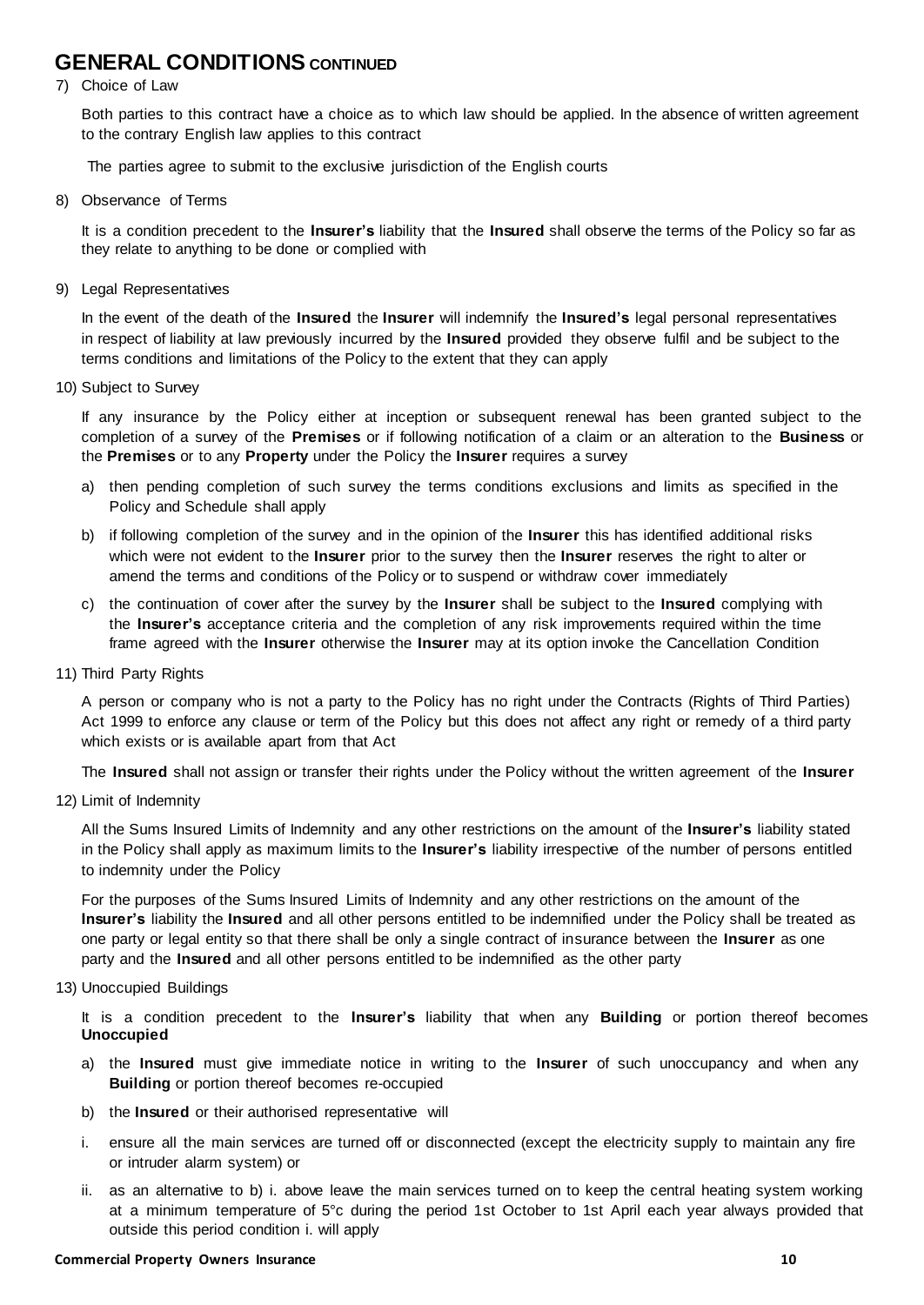## GENERAL CONDITIONS CONTINUED

7) Choice of Law

Both parties to this contract have a choice as to which law should be applied. In the absence of written agreement to the contrary English law applies to this contract

The parties agree to submit to the exclusive jurisdiction of the English courts

8) Observance of Terms

It is a condition precedent to the **Insurer's** liability that the **Insured** shall observe the terms of the Policy so far as they relate to anything to be done or complied with

9) Legal Representatives

In the event of the death of the **Insured** the **Insurer** will indemnify the **Insured's** legal personal representatives in respect of liability at law previously incurred by the **Insured** provided they observe fulfil and be subject to the terms conditions and limitations of the Policy to the extent that they can apply

10) Subject to Survey

If any insurance by the Policy either at inception or subsequent renewal has been granted subject to the completion of a survey of the **Premises** or if following notification of a claim or an alteration to the **Business** or the **Premises** or to any **Property** under the Policy the **Insurer** requires a survey

a) then pending completion of such survey the terms conditions exclusions and limits as specified in the Policy and Schedule shall apply

b) if following completion of the survey and in the opinion of the **Insurer** this has identified additional risks which were not evident to the **Insurer** prior to the survey then the **Insurer** reserves the right to alter or amend the terms and conditions of the Policy or to suspend or withdraw cover immediately

c) the continuation of cover after the survey by the **Insurer** shall be subject to the **Insured** complying with the **Insurer's** acceptance criteria and the completion of any risk improvements required within the time frame agreed with the **Insurer** otherwise the **Insurer** may at its option invoke the Cancellation Condition

11) Third Party Rights

A person or company who is not a party to the Policy has no right under the Contracts (Rights of Third Parties) Act 1999 to enforce any clause or term of the Policy but this does not affect any right or remedy of a third party which exists or is available apart from that Act

The **Insured** shall not assign or transfer their rights under the Policy without the written agreement of the **Insurer**

12) Limit of Indemnity

All the Sums Insured Limits of Indemnity and any other restrictions on the amount of the **Insurer's** liability stated in the Policy shall apply as maximum limits to the **Insurer's** liability irrespective of the number of persons entitled to indemnity under the Policy

For the purposes of the Sums Insured Limits of Indemnity and any other restrictions on the amount of the **Insurer's** liability the **Insured** and all other persons entitled to be indemnified under the Policy shall be treated as one party or legal entity so that there shall be only a single contract of insurance between the **Insurer** as one party and the **Insured** and all other persons entitled to be indemnified as the other party

13) Unoccupied Buildings

It is a condition precedent to the **Insurer's** liability that when any **Building** or portion thereof becomes **Unoccupied**

a) the **Insured** must give immediate notice in writing to the **Insurer** of such unoccupancy and when any **Building** or portion thereof becomes re-occupied

b) the **Insured** or their authorised representative will

i. ensure all the main services are turned off or disconnected (except the electricity supply to maintain any fire or intruder alarm system) or

ii. as an alternative to b) i. above leave the main services turned on to keep the central heating system working at a minimum temperature of 5°c during the period 1st October to 1st April each year always provided that outside this period condition i. will apply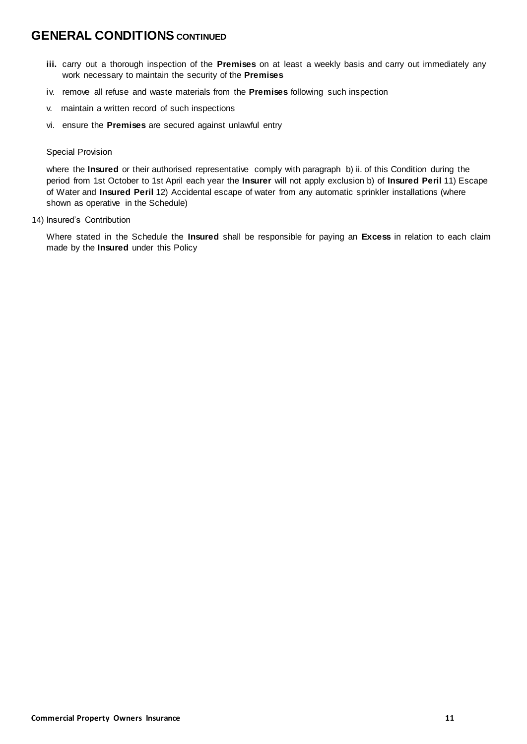## GENERAL CONDITIONS CONTINUED

**iii.** carry out a thorough inspection of the **Premises** on at least a weekly basis and carry out immediately any work necessary to maintain the security of the **Premises**

iv. remove all refuse and waste materials from the **Premises** following such inspection

v. maintain a written record of such inspections

vi. ensure the **Premises** are secured against unlawful entry

Special Provision

where the **Insured** or their authorised representative comply with paragraph b) ii. of this Condition during the period from 1st October to 1st April each year the **Insurer** will not apply exclusion b) of **Insured Peril** 11) Escape of Water and **Insured Peril** 12) Accidental escape of water from any automatic sprinkler installations (where shown as operative in the Schedule)

14) Insured's Contribution

Where stated in the Schedule the **Insured** shall be responsible for paying an **Excess** in relation to each claim made by the **Insured** under this Policy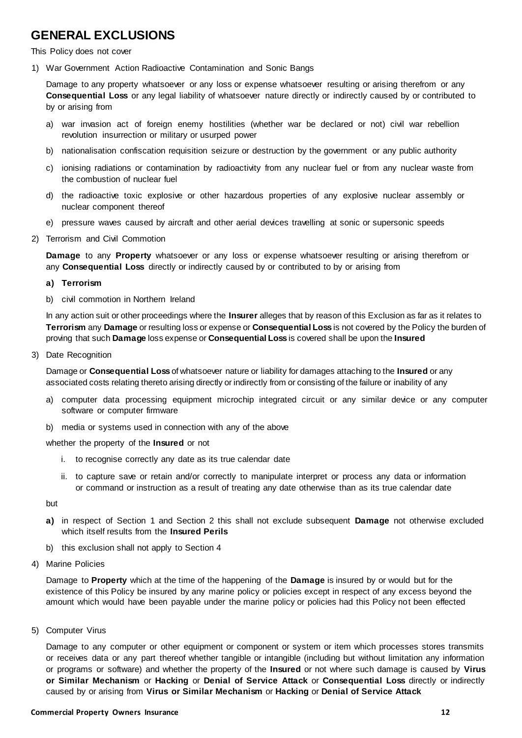## GENERAL EXCLUSIONS

This Policy does not cover

1) War Government Action Radioactive Contamination and Sonic Bangs

   Damage to any property whatsoever or any loss or expense whatsoever resulting or arising therefrom or any **Consequential Loss** or any legal liability of whatsoever nature directly or indirectly caused by or contributed to by or arising from

   a) war invasion act of foreign enemy hostilities (whether war be declared or not) civil war rebellion revolution insurrection or military or usurped power

   b) nationalisation confiscation requisition seizure or destruction by the government or any public authority

   c) ionising radiations or contamination by radioactivity from any nuclear fuel or from any nuclear waste from the combustion of nuclear fuel

   d) the radioactive toxic explosive or other hazardous properties of any explosive nuclear assembly or nuclear component thereof

   e) pressure waves caused by aircraft and other aerial devices travelling at sonic or supersonic speeds

2) Terrorism and Civil Commotion

   **Damage** to any **Property** whatsoever or any loss or expense whatsoever resulting or arising therefrom or any **Consequential Loss** directly or indirectly caused by or contributed to by or arising from

   **a) Terrorism**

   b) civil commotion in Northern Ireland

   In any action suit or other proceedings where the **Insurer** alleges that by reason of this Exclusion as far as it relates to **Terrorism** any **Damage** or resulting loss or expense or **Consequential Loss** is not covered by the Policy the burden of proving that such **Damage** loss expense or **Consequential Loss** is covered shall be upon the **Insured**

3) Date Recognition

   Damage or **Consequential Loss** of whatsoever nature or liability for damages attaching to the **Insured** or any associated costs relating thereto arising directly or indirectly from or consisting of the failure or inability of any

   a) computer data processing equipment microchip integrated circuit or any similar device or any computer software or computer firmware

   b) media or systems used in connection with any of the above

   whether the property of the **Insured** or not

   i. to recognise correctly any date as its true calendar date

   ii. to capture save or retain and/or correctly to manipulate interpret or process any data or information or command or instruction as a result of treating any date otherwise than as its true calendar date

   but

   **a)** in respect of Section 1 and Section 2 this shall not exclude subsequent **Damage** not otherwise excluded which itself results from the **Insured Perils**

   b) this exclusion shall not apply to Section 4

4) Marine Policies

   Damage to **Property** which at the time of the happening of the **Damage** is insured by or would but for the existence of this Policy be insured by any marine policy or policies except in respect of any excess beyond the amount which would have been payable under the marine policy or policies had this Policy not been effected

5) Computer Virus

   Damage to any computer or other equipment or component or system or item which processes stores transmits or receives data or any part thereof whether tangible or intangible (including but without limitation any information or programs or software) and whether the property of the **Insured** or not where such damage is caused by **Virus or Similar Mechanism** or **Hacking** or **Denial of Service Attack** or **Consequential Loss** directly or indirectly caused by or arising from **Virus or Similar Mechanism** or **Hacking** or **Denial of Service Attack**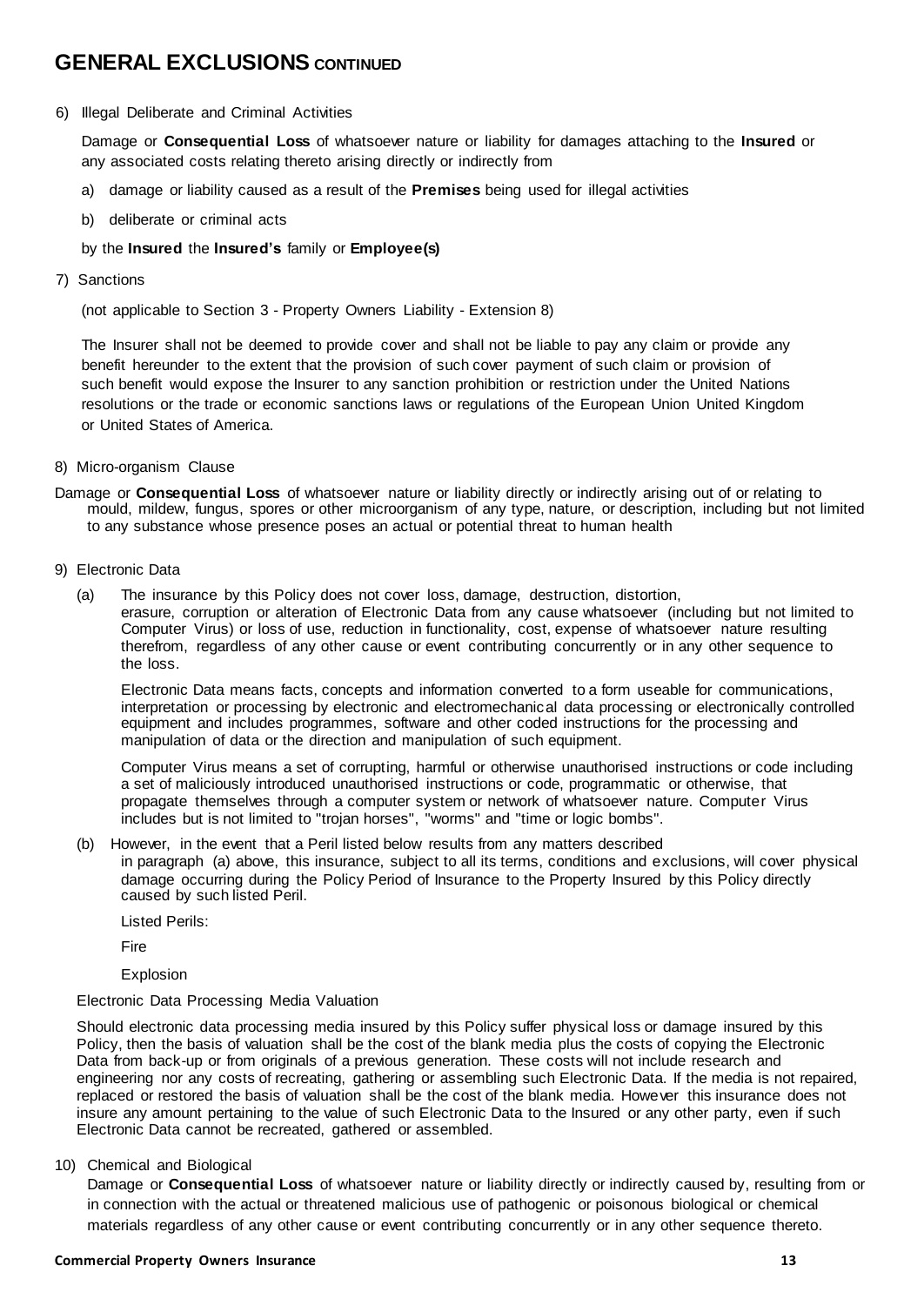## GENERAL EXCLUSIONS CONTINUED

6) Illegal Deliberate and Criminal Activities

Damage or **Consequential Loss** of whatsoever nature or liability for damages attaching to the **Insured** or any associated costs relating thereto arising directly or indirectly from

a) damage or liability caused as a result of the **Premises** being used for illegal activities

b) deliberate or criminal acts

by the **Insured** the **Insured's** family or **Employee(s)**

7) Sanctions

(not applicable to Section 3 - Property Owners Liability - Extension 8)

The Insurer shall not be deemed to provide cover and shall not be liable to pay any claim or provide any benefit hereunder to the extent that the provision of such cover payment of such claim or provision of such benefit would expose the Insurer to any sanction prohibition or restriction under the United Nations resolutions or the trade or economic sanctions laws or regulations of the European Union United Kingdom or United States of America.

8) Micro-organism Clause

Damage or **Consequential Loss** of whatsoever nature or liability directly or indirectly arising out of or relating to mould, mildew, fungus, spores or other microorganism of any type, nature, or description, including but not limited to any substance whose presence poses an actual or potential threat to human health

9) Electronic Data

(a) The insurance by this Policy does not cover loss, damage, destruction, distortion, erasure, corruption or alteration of Electronic Data from any cause whatsoever (including but not limited to Computer Virus) or loss of use, reduction in functionality, cost, expense of whatsoever nature resulting therefrom, regardless of any other cause or event contributing concurrently or in any other sequence to the loss.

Electronic Data means facts, concepts and information converted to a form useable for communications, interpretation or processing by electronic and electromechanical data processing or electronically controlled equipment and includes programmes, software and other coded instructions for the processing and manipulation of data or the direction and manipulation of such equipment.

Computer Virus means a set of corrupting, harmful or otherwise unauthorised instructions or code including a set of maliciously introduced unauthorised instructions or code, programmatic or otherwise, that propagate themselves through a computer system or network of whatsoever nature. Computer Virus includes but is not limited to "trojan horses", "worms" and "time or logic bombs".

(b) However, in the event that a Peril listed below results from any matters described in paragraph (a) above, this insurance, subject to all its terms, conditions and exclusions, will cover physical damage occurring during the Policy Period of Insurance to the Property Insured by this Policy directly caused by such listed Peril.

Listed Perils:

Fire

Explosion

Electronic Data Processing Media Valuation

Should electronic data processing media insured by this Policy suffer physical loss or damage insured by this Policy, then the basis of valuation shall be the cost of the blank media plus the costs of copying the Electronic Data from back-up or from originals of a previous generation. These costs will not include research and engineering nor any costs of recreating, gathering or assembling such Electronic Data. If the media is not repaired, replaced or restored the basis of valuation shall be the cost of the blank media. However this insurance does not insure any amount pertaining to the value of such Electronic Data to the Insured or any other party, even if such Electronic Data cannot be recreated, gathered or assembled.

10) Chemical and Biological

Damage or **Consequential Loss** of whatsoever nature or liability directly or indirectly caused by, resulting from or in connection with the actual or threatened malicious use of pathogenic or poisonous biological or chemical materials regardless of any other cause or event contributing concurrently or in any other sequence thereto.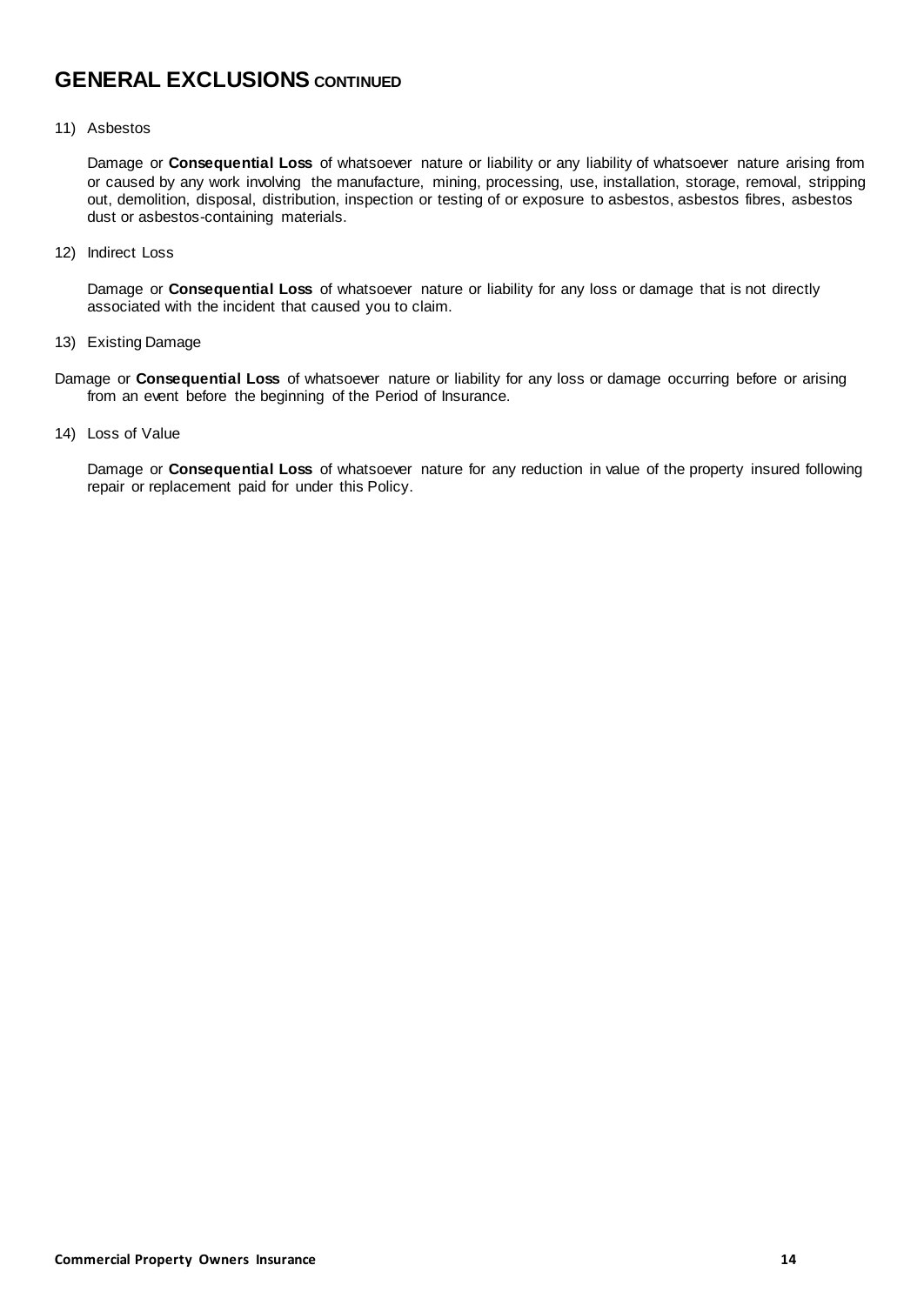# GENERAL EXCLUSIONS CONTINUED

11) Asbestos

Damage or **Consequential Loss** of whatsoever nature or liability or any liability of whatsoever nature arising from or caused by any work involving the manufacture, mining, processing, use, installation, storage, removal, stripping out, demolition, disposal, distribution, inspection or testing of or exposure to asbestos, asbestos fibres, asbestos dust or asbestos-containing materials.

12) Indirect Loss

Damage or **Consequential Loss** of whatsoever nature or liability for any loss or damage that is not directly associated with the incident that caused you to claim.

13) Existing Damage

Damage or **Consequential Loss** of whatsoever nature or liability for any loss or damage occurring before or arising from an event before the beginning of the Period of Insurance.

14) Loss of Value

Damage or **Consequential Loss** of whatsoever nature for any reduction in value of the property insured following repair or replacement paid for under this Policy.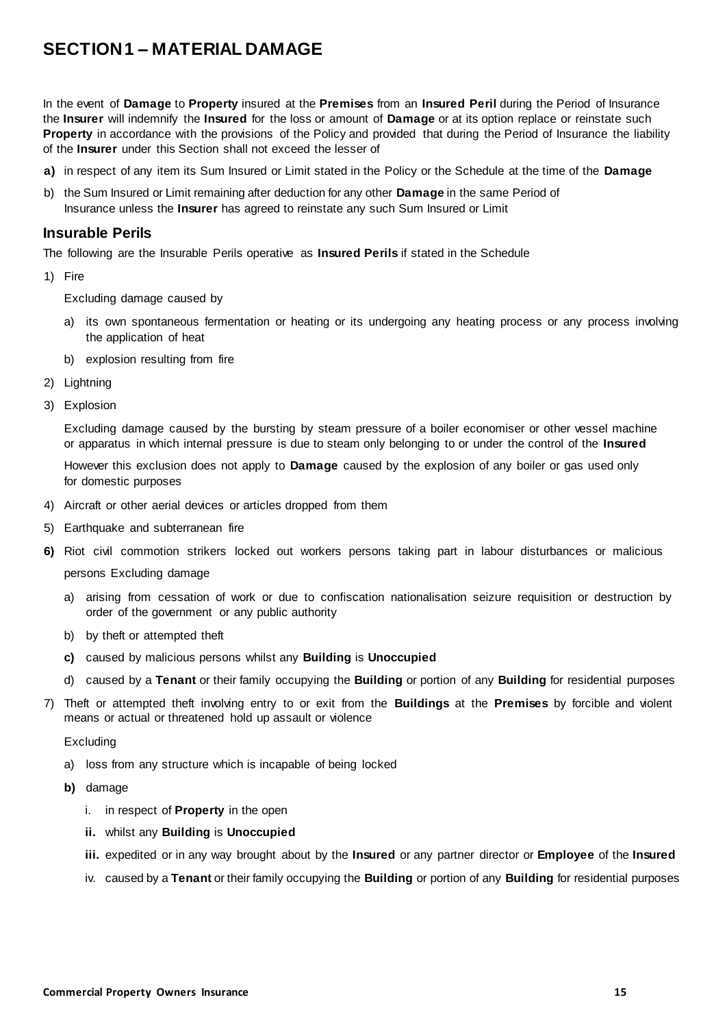# SECTION 1 – MATERIAL DAMAGE

In the event of **Damage** to **Property** insured at the **Premises** from an **Insured Peril** during the Period of Insurance the **Insurer** will indemnify the **Insured** for the loss or amount of **Damage** or at its option replace or reinstate such **Property** in accordance with the provisions of the Policy and provided that during the Period of Insurance the liability of the **Insurer** under this Section shall not exceed the lesser of

**a)** in respect of any item its Sum Insured or Limit stated in the Policy or the Schedule at the time of the **Damage**

b) the Sum Insured or Limit remaining after deduction for any other **Damage** in the same Period of Insurance unless the **Insurer** has agreed to reinstate any such Sum Insured or Limit

## Insurable Perils

The following are the Insurable Perils operative as **Insured Perils** if stated in the Schedule

1) Fire

   Excluding damage caused by

   a) its own spontaneous fermentation or heating or its undergoing any heating process or any process involving the application of heat

   b) explosion resulting from fire

2) Lightning

3) Explosion

   Excluding damage caused by the bursting by steam pressure of a boiler economiser or other vessel machine or apparatus in which internal pressure is due to steam only belonging to or under the control of the **Insured**

   However this exclusion does not apply to **Damage** caused by the explosion of any boiler or gas used only for domestic purposes

4) Aircraft or other aerial devices or articles dropped from them

5) Earthquake and subterranean fire

**6)** Riot civil commotion strikers locked out workers persons taking part in labour disturbances or malicious persons Excluding damage

   a) arising from cessation of work or due to confiscation nationalisation seizure requisition or destruction by order of the government or any public authority

   b) by theft or attempted theft

   **c)** caused by malicious persons whilst any **Building** is **Unoccupied**

   d) caused by a **Tenant** or their family occupying the **Building** or portion of any **Building** for residential purposes

7) Theft or attempted theft involving entry to or exit from the **Buildings** at the **Premises** by forcible and violent means or actual or threatened hold up assault or violence

   Excluding

   a) loss from any structure which is incapable of being locked

   **b)** damage

      i. in respect of **Property** in the open

      **ii.** whilst any **Building** is **Unoccupied**

      **iii.** expedited or in any way brought about by the **Insured** or any partner director or **Employee** of the **Insured**

      iv. caused by a **Tenant** or their family occupying the **Building** or portion of any **Building** for residential purposes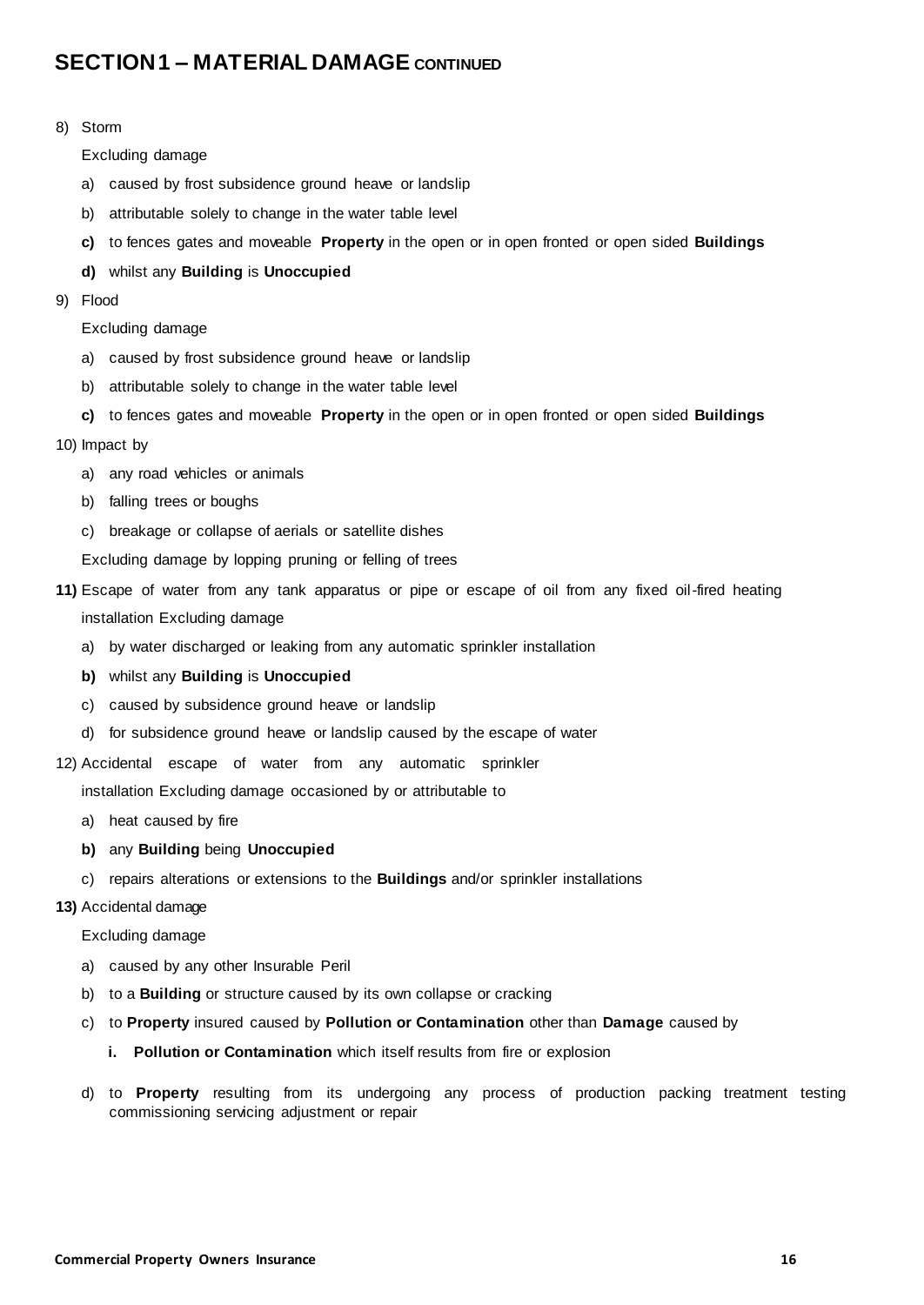## SECTION 1 – MATERIAL DAMAGE CONTINUED

8) Storm

   Excluding damage

   a) caused by frost subsidence ground heave or landslip
   b) attributable solely to change in the water table level
   **c)** to fences gates and moveable **Property** in the open or in open fronted or open sided **Buildings**
   **d)** whilst any **Building** is **Unoccupied**

9) Flood

   Excluding damage

   a) caused by frost subsidence ground heave or landslip
   b) attributable solely to change in the water table level
   **c)** to fences gates and moveable **Property** in the open or in open fronted or open sided **Buildings**

10) Impact by

   a) any road vehicles or animals
   b) falling trees or boughs
   c) breakage or collapse of aerials or satellite dishes

   Excluding damage by lopping pruning or felling of trees

**11)** Escape of water from any tank apparatus or pipe or escape of oil from any fixed oil-fired heating installation Excluding damage

   a) by water discharged or leaking from any automatic sprinkler installation
   **b)** whilst any **Building** is **Unoccupied**
   c) caused by subsidence ground heave or landslip
   d) for subsidence ground heave or landslip caused by the escape of water

12) Accidental escape of water from any automatic sprinkler installation Excluding damage occasioned by or attributable to

   a) heat caused by fire
   **b)** any **Building** being **Unoccupied**
   c) repairs alterations or extensions to the **Buildings** and/or sprinkler installations

**13)** Accidental damage

   Excluding damage

   a) caused by any other Insurable Peril
   b) to a **Building** or structure caused by its own collapse or cracking
   c) to **Property** insured caused by **Pollution or Contamination** other than **Damage** caused by
      **i.** **Pollution or Contamination** which itself results from fire or explosion
   d) to **Property** resulting from its undergoing any process of production packing treatment testing commissioning servicing adjustment or repair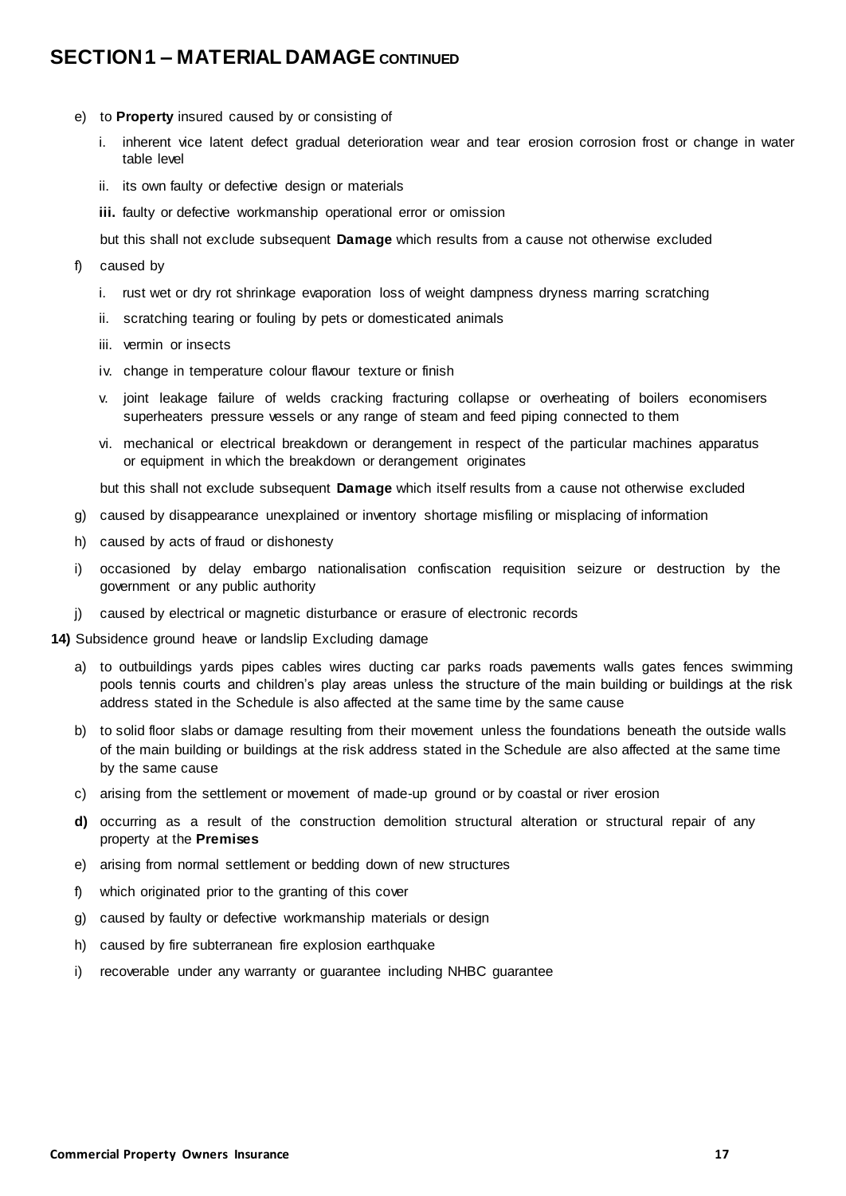## SECTION 1 – MATERIAL DAMAGE CONTINUED

e) to **Property** insured caused by or consisting of

   i. inherent vice latent defect gradual deterioration wear and tear erosion corrosion frost or change in water table level

   ii. its own faulty or defective design or materials

   **iii.** faulty or defective workmanship operational error or omission

   but this shall not exclude subsequent **Damage** which results from a cause not otherwise excluded

f) caused by

   i. rust wet or dry rot shrinkage evaporation loss of weight dampness dryness marring scratching

   ii. scratching tearing or fouling by pets or domesticated animals

   iii. vermin or insects

   iv. change in temperature colour flavour texture or finish

   v. joint leakage failure of welds cracking fracturing collapse or overheating of boilers economisers superheaters pressure vessels or any range of steam and feed piping connected to them

   vi. mechanical or electrical breakdown or derangement in respect of the particular machines apparatus or equipment in which the breakdown or derangement originates

   but this shall not exclude subsequent **Damage** which itself results from a cause not otherwise excluded

g) caused by disappearance unexplained or inventory shortage misfiling or misplacing of information

h) caused by acts of fraud or dishonesty

i) occasioned by delay embargo nationalisation confiscation requisition seizure or destruction by the government or any public authority

j) caused by electrical or magnetic disturbance or erasure of electronic records

**14)** Subsidence ground heave or landslip Excluding damage

a) to outbuildings yards pipes cables wires ducting car parks roads pavements walls gates fences swimming pools tennis courts and children's play areas unless the structure of the main building or buildings at the risk address stated in the Schedule is also affected at the same time by the same cause

b) to solid floor slabs or damage resulting from their movement unless the foundations beneath the outside walls of the main building or buildings at the risk address stated in the Schedule are also affected at the same time by the same cause

c) arising from the settlement or movement of made-up ground or by coastal or river erosion

**d)** occurring as a result of the construction demolition structural alteration or structural repair of any property at the **Premises**

e) arising from normal settlement or bedding down of new structures

f) which originated prior to the granting of this cover

g) caused by faulty or defective workmanship materials or design

h) caused by fire subterranean fire explosion earthquake

i) recoverable under any warranty or guarantee including NHBC guarantee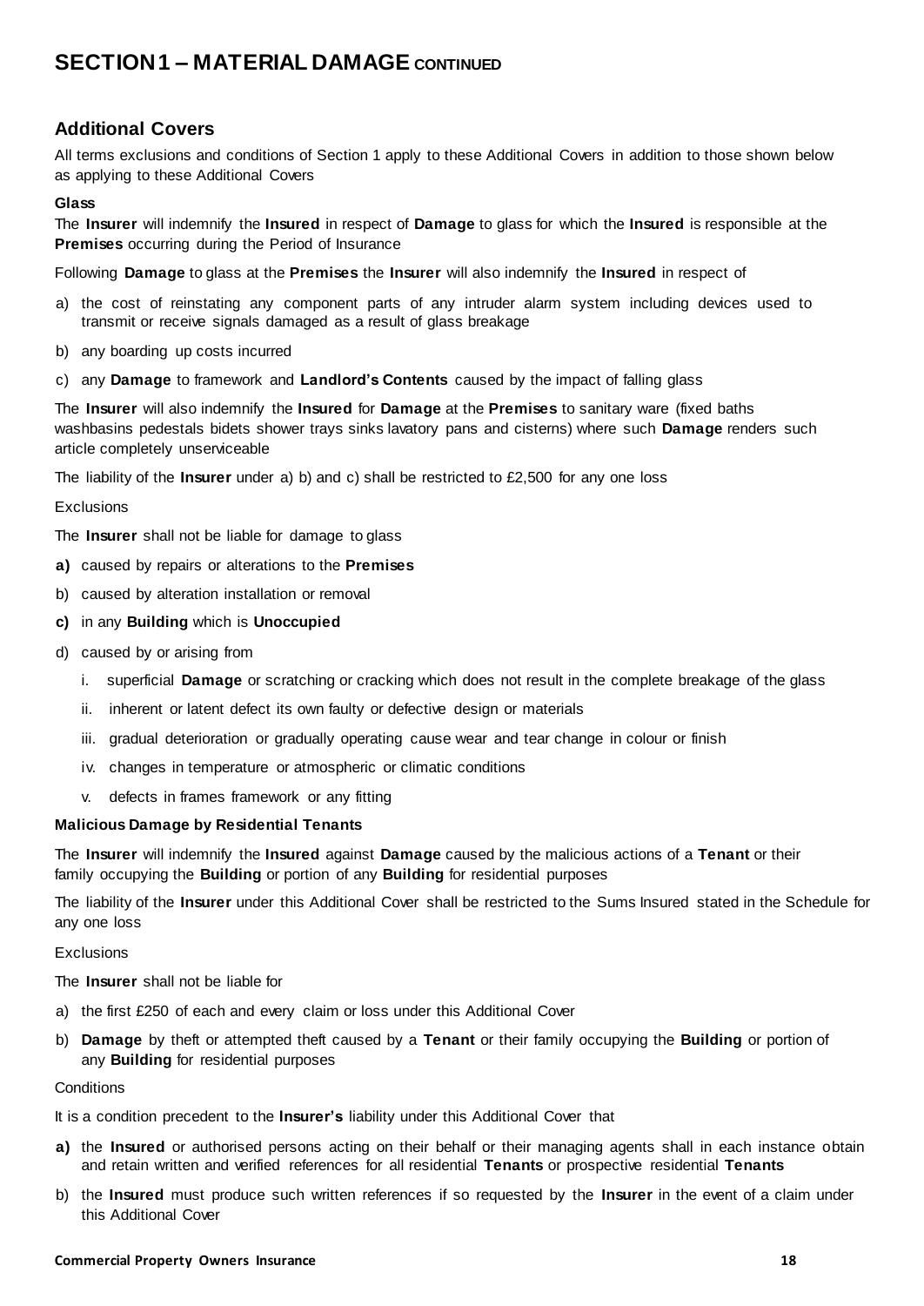# SECTION 1 – MATERIAL DAMAGE CONTINUED

## Additional Covers

All terms exclusions and conditions of Section 1 apply to these Additional Covers in addition to those shown below as applying to these Additional Covers

**Glass**

The **Insurer** will indemnify the **Insured** in respect of **Damage** to glass for which the **Insured** is responsible at the **Premises** occurring during the Period of Insurance

Following **Damage** to glass at the **Premises** the **Insurer** will also indemnify the **Insured** in respect of

a) the cost of reinstating any component parts of any intruder alarm system including devices used to transmit or receive signals damaged as a result of glass breakage

b) any boarding up costs incurred

c) any **Damage** to framework and **Landlord's Contents** caused by the impact of falling glass

The **Insurer** will also indemnify the **Insured** for **Damage** at the **Premises** to sanitary ware (fixed baths washbasins pedestals bidets shower trays sinks lavatory pans and cisterns) where such **Damage** renders such article completely unserviceable

The liability of the **Insurer** under a) b) and c) shall be restricted to £2,500 for any one loss

Exclusions

The **Insurer** shall not be liable for damage to glass

**a)** caused by repairs or alterations to the **Premises**

b) caused by alteration installation or removal

**c)** in any **Building** which is **Unoccupied**

d) caused by or arising from

   i. superficial **Damage** or scratching or cracking which does not result in the complete breakage of the glass

   ii. inherent or latent defect its own faulty or defective design or materials

   iii. gradual deterioration or gradually operating cause wear and tear change in colour or finish

   iv. changes in temperature or atmospheric or climatic conditions

   v. defects in frames framework or any fitting

**Malicious Damage by Residential Tenants**

The **Insurer** will indemnify the **Insured** against **Damage** caused by the malicious actions of a **Tenant** or their family occupying the **Building** or portion of any **Building** for residential purposes

The liability of the **Insurer** under this Additional Cover shall be restricted to the Sums Insured stated in the Schedule for any one loss

Exclusions

The **Insurer** shall not be liable for

a) the first £250 of each and every claim or loss under this Additional Cover

b) **Damage** by theft or attempted theft caused by a **Tenant** or their family occupying the **Building** or portion of any **Building** for residential purposes

Conditions

It is a condition precedent to the **Insurer's** liability under this Additional Cover that

**a)** the **Insured** or authorised persons acting on their behalf or their managing agents shall in each instance obtain and retain written and verified references for all residential **Tenants** or prospective residential **Tenants**

b) the **Insured** must produce such written references if so requested by the **Insurer** in the event of a claim under this Additional Cover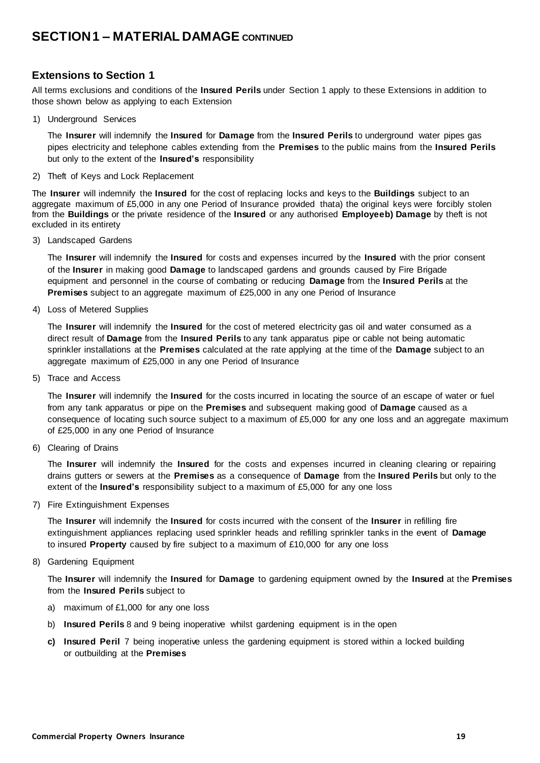# SECTION 1 – MATERIAL DAMAGE CONTINUED

## Extensions to Section 1

All terms exclusions and conditions of the **Insured Perils** under Section 1 apply to these Extensions in addition to those shown below as applying to each Extension

1) Underground Services

   The **Insurer** will indemnify the **Insured** for **Damage** from the **Insured Perils** to underground water pipes gas pipes electricity and telephone cables extending from the **Premises** to the public mains from the **Insured Perils** but only to the extent of the **Insured's** responsibility

2) Theft of Keys and Lock Replacement

The **Insurer** will indemnify the **Insured** for the cost of replacing locks and keys to the **Buildings** subject to an aggregate maximum of £5,000 in any one Period of Insurance provided thata) the original keys were forcibly stolen from the **Buildings** or the private residence of the **Insured** or any authorised **Employeeb) Damage** by theft is not excluded in its entirety

3) Landscaped Gardens

   The **Insurer** will indemnify the **Insured** for costs and expenses incurred by the **Insured** with the prior consent of the **Insurer** in making good **Damage** to landscaped gardens and grounds caused by Fire Brigade equipment and personnel in the course of combating or reducing **Damage** from the **Insured Perils** at the **Premises** subject to an aggregate maximum of £25,000 in any one Period of Insurance

4) Loss of Metered Supplies

   The **Insurer** will indemnify the **Insured** for the cost of metered electricity gas oil and water consumed as a direct result of **Damage** from the **Insured Perils** to any tank apparatus pipe or cable not being automatic sprinkler installations at the **Premises** calculated at the rate applying at the time of the **Damage** subject to an aggregate maximum of £25,000 in any one Period of Insurance

5) Trace and Access

   The **Insurer** will indemnify the **Insured** for the costs incurred in locating the source of an escape of water or fuel from any tank apparatus or pipe on the **Premises** and subsequent making good of **Damage** caused as a consequence of locating such source subject to a maximum of £5,000 for any one loss and an aggregate maximum of £25,000 in any one Period of Insurance

6) Clearing of Drains

   The **Insurer** will indemnify the **Insured** for the costs and expenses incurred in cleaning clearing or repairing drains gutters or sewers at the **Premises** as a consequence of **Damage** from the **Insured Perils** but only to the extent of the **Insured's** responsibility subject to a maximum of £5,000 for any one loss

7) Fire Extinguishment Expenses

   The **Insurer** will indemnify the **Insured** for costs incurred with the consent of the **Insurer** in refilling fire extinguishment appliances replacing used sprinkler heads and refilling sprinkler tanks in the event of **Damage** to insured **Property** caused by fire subject to a maximum of £10,000 for any one loss

8) Gardening Equipment

   The **Insurer** will indemnify the **Insured** for **Damage** to gardening equipment owned by the **Insured** at the **Premises** from the **Insured Perils** subject to

   a) maximum of £1,000 for any one loss
   b) **Insured Perils** 8 and 9 being inoperative whilst gardening equipment is in the open
   **c)** **Insured Peril** 7 being inoperative unless the gardening equipment is stored within a locked building or outbuilding at the **Premises**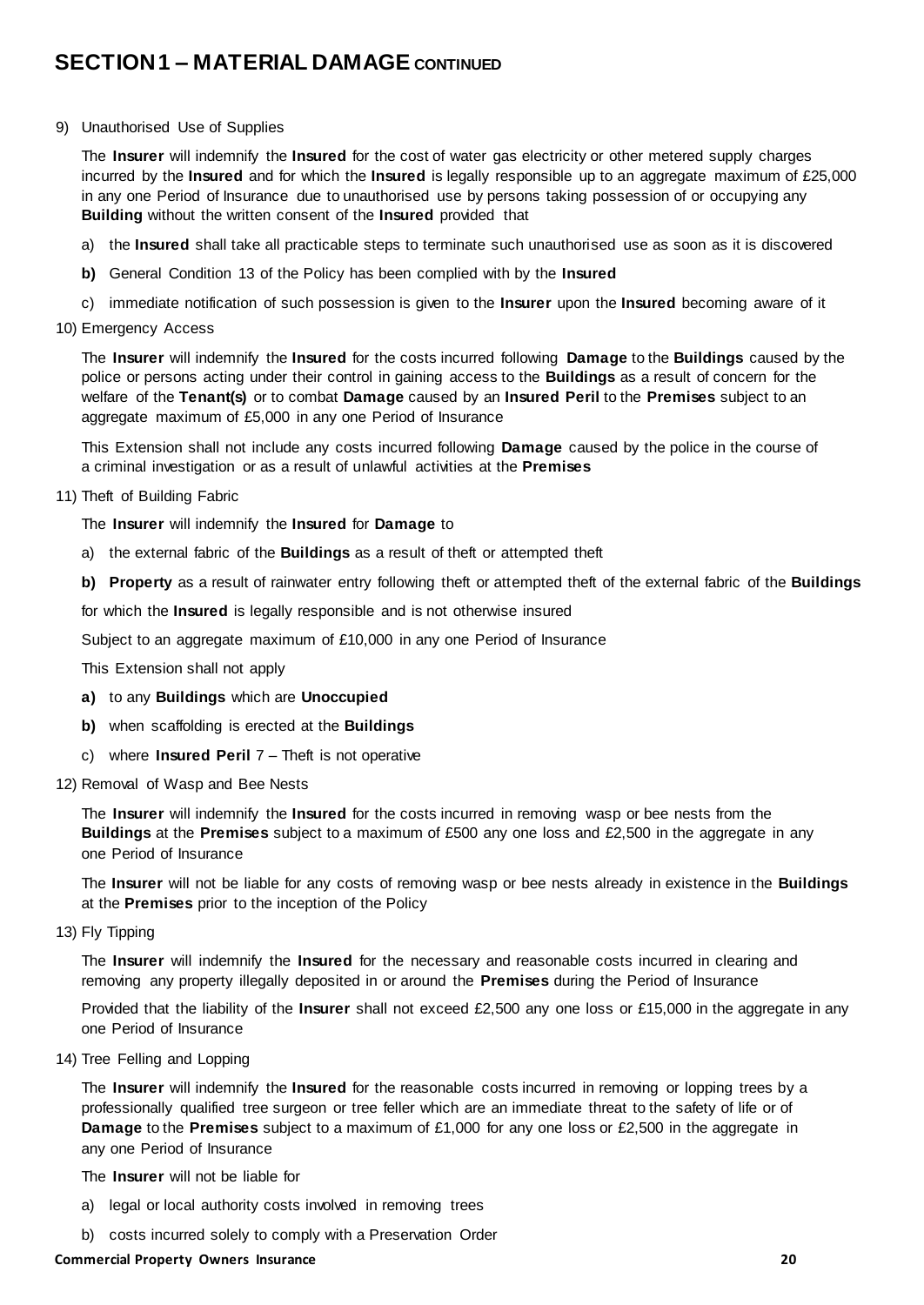## SECTION 1 – MATERIAL DAMAGE CONTINUED

9) Unauthorised Use of Supplies

The **Insurer** will indemnify the **Insured** for the cost of water gas electricity or other metered supply charges incurred by the **Insured** and for which the **Insured** is legally responsible up to an aggregate maximum of £25,000 in any one Period of Insurance due to unauthorised use by persons taking possession of or occupying any **Building** without the written consent of the **Insured** provided that

a) the **Insured** shall take all practicable steps to terminate such unauthorised use as soon as it is discovered

**b)** General Condition 13 of the Policy has been complied with by the **Insured**

c) immediate notification of such possession is given to the **Insurer** upon the **Insured** becoming aware of it

10) Emergency Access

The **Insurer** will indemnify the **Insured** for the costs incurred following **Damage** to the **Buildings** caused by the police or persons acting under their control in gaining access to the **Buildings** as a result of concern for the welfare of the **Tenant(s)** or to combat **Damage** caused by an **Insured Peril** to the **Premises** subject to an aggregate maximum of £5,000 in any one Period of Insurance

This Extension shall not include any costs incurred following **Damage** caused by the police in the course of a criminal investigation or as a result of unlawful activities at the **Premises**

11) Theft of Building Fabric

The **Insurer** will indemnify the **Insured** for **Damage** to

a) the external fabric of the **Buildings** as a result of theft or attempted theft

**b) Property** as a result of rainwater entry following theft or attempted theft of the external fabric of the **Buildings**

for which the **Insured** is legally responsible and is not otherwise insured

Subject to an aggregate maximum of £10,000 in any one Period of Insurance

This Extension shall not apply

**a)** to any **Buildings** which are **Unoccupied**

**b)** when scaffolding is erected at the **Buildings**

c) where **Insured Peril** 7 – Theft is not operative

12) Removal of Wasp and Bee Nests

The **Insurer** will indemnify the **Insured** for the costs incurred in removing wasp or bee nests from the **Buildings** at the **Premises** subject to a maximum of £500 any one loss and £2,500 in the aggregate in any one Period of Insurance

The **Insurer** will not be liable for any costs of removing wasp or bee nests already in existence in the **Buildings** at the **Premises** prior to the inception of the Policy

13) Fly Tipping

The **Insurer** will indemnify the **Insured** for the necessary and reasonable costs incurred in clearing and removing any property illegally deposited in or around the **Premises** during the Period of Insurance

Provided that the liability of the **Insurer** shall not exceed £2,500 any one loss or £15,000 in the aggregate in any one Period of Insurance

14) Tree Felling and Lopping

The **Insurer** will indemnify the **Insured** for the reasonable costs incurred in removing or lopping trees by a professionally qualified tree surgeon or tree feller which are an immediate threat to the safety of life or of **Damage** to the **Premises** subject to a maximum of £1,000 for any one loss or £2,500 in the aggregate in any one Period of Insurance

The **Insurer** will not be liable for

a) legal or local authority costs involved in removing trees

b) costs incurred solely to comply with a Preservation Order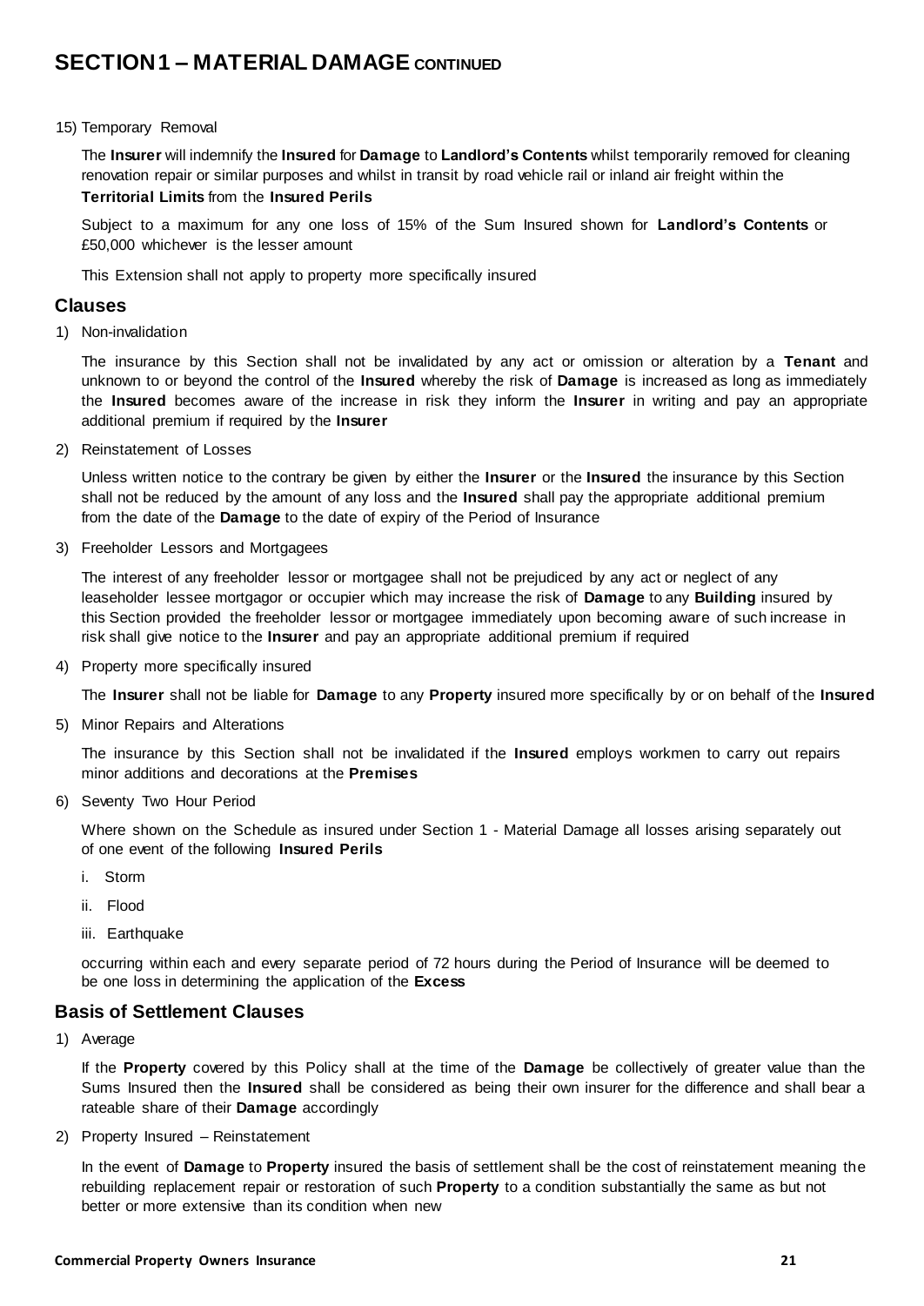# SECTION 1 – MATERIAL DAMAGE CONTINUED

15) Temporary Removal

The **Insurer** will indemnify the **Insured** for **Damage** to **Landlord's Contents** whilst temporarily removed for cleaning renovation repair or similar purposes and whilst in transit by road vehicle rail or inland air freight within the **Territorial Limits** from the **Insured Perils**

Subject to a maximum for any one loss of 15% of the Sum Insured shown for **Landlord's Contents** or £50,000 whichever is the lesser amount

This Extension shall not apply to property more specifically insured

## Clauses

1) Non-invalidation

The insurance by this Section shall not be invalidated by any act or omission or alteration by a **Tenant** and unknown to or beyond the control of the **Insured** whereby the risk of **Damage** is increased as long as immediately the **Insured** becomes aware of the increase in risk they inform the **Insurer** in writing and pay an appropriate additional premium if required by the **Insurer**

2) Reinstatement of Losses

Unless written notice to the contrary be given by either the **Insurer** or the **Insured** the insurance by this Section shall not be reduced by the amount of any loss and the **Insured** shall pay the appropriate additional premium from the date of the **Damage** to the date of expiry of the Period of Insurance

3) Freeholder Lessors and Mortgagees

The interest of any freeholder lessor or mortgagee shall not be prejudiced by any act or neglect of any leaseholder lessee mortgagor or occupier which may increase the risk of **Damage** to any **Building** insured by this Section provided the freeholder lessor or mortgagee immediately upon becoming aware of such increase in risk shall give notice to the **Insurer** and pay an appropriate additional premium if required

4) Property more specifically insured

The **Insurer** shall not be liable for **Damage** to any **Property** insured more specifically by or on behalf of the **Insured**

5) Minor Repairs and Alterations

The insurance by this Section shall not be invalidated if the **Insured** employs workmen to carry out repairs minor additions and decorations at the **Premises**

6) Seventy Two Hour Period

Where shown on the Schedule as insured under Section 1 - Material Damage all losses arising separately out of one event of the following **Insured Perils**

i. Storm

ii. Flood

iii. Earthquake

occurring within each and every separate period of 72 hours during the Period of Insurance will be deemed to be one loss in determining the application of the **Excess**

## Basis of Settlement Clauses

1) Average

If the **Property** covered by this Policy shall at the time of the **Damage** be collectively of greater value than the Sums Insured then the **Insured** shall be considered as being their own insurer for the difference and shall bear a rateable share of their **Damage** accordingly

2) Property Insured – Reinstatement

In the event of **Damage** to **Property** insured the basis of settlement shall be the cost of reinstatement meaning the rebuilding replacement repair or restoration of such **Property** to a condition substantially the same as but not better or more extensive than its condition when new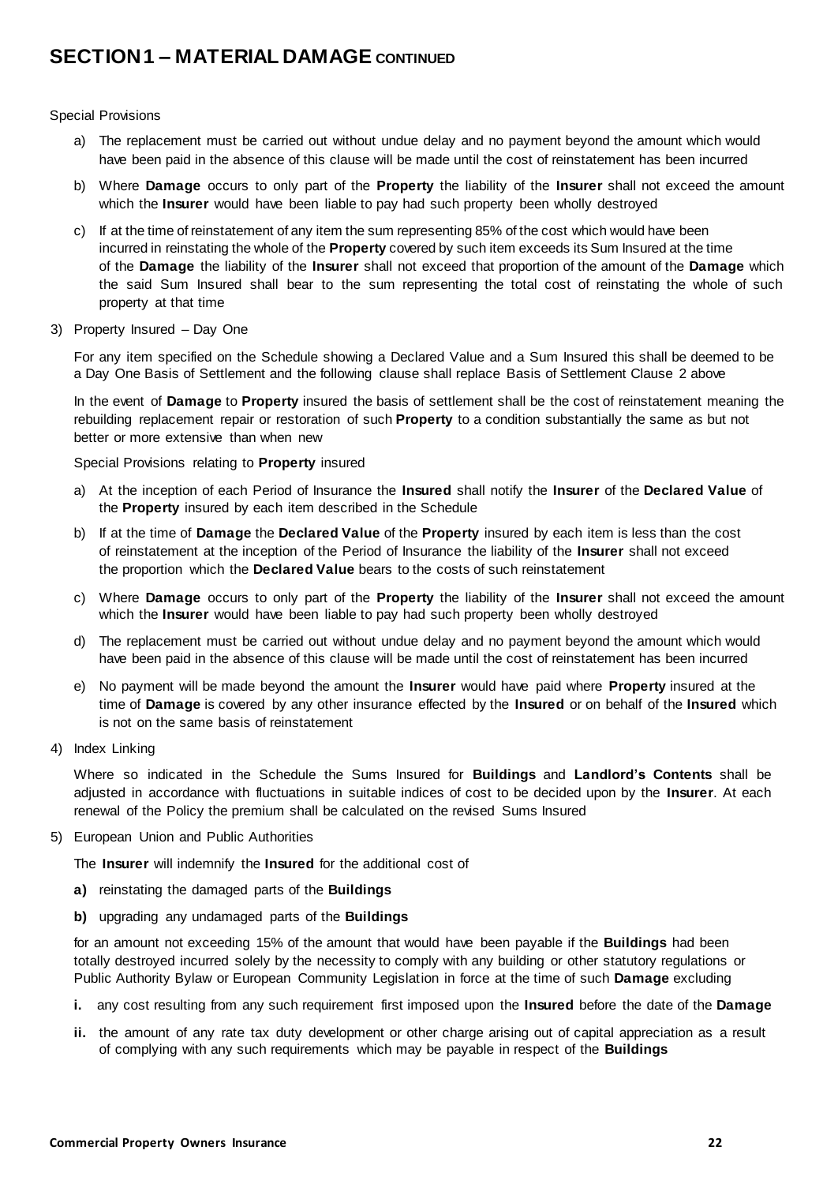# SECTION 1 – MATERIAL DAMAGE CONTINUED

Special Provisions

a) The replacement must be carried out without undue delay and no payment beyond the amount which would have been paid in the absence of this clause will be made until the cost of reinstatement has been incurred

b) Where **Damage** occurs to only part of the **Property** the liability of the **Insurer** shall not exceed the amount which the **Insurer** would have been liable to pay had such property been wholly destroyed

c) If at the time of reinstatement of any item the sum representing 85% of the cost which would have been incurred in reinstating the whole of the **Property** covered by such item exceeds its Sum Insured at the time of the **Damage** the liability of the **Insurer** shall not exceed that proportion of the amount of the **Damage** which the said Sum Insured shall bear to the sum representing the total cost of reinstating the whole of such property at that time

3) Property Insured – Day One

For any item specified on the Schedule showing a Declared Value and a Sum Insured this shall be deemed to be a Day One Basis of Settlement and the following clause shall replace Basis of Settlement Clause 2 above

In the event of **Damage** to **Property** insured the basis of settlement shall be the cost of reinstatement meaning the rebuilding replacement repair or restoration of such **Property** to a condition substantially the same as but not better or more extensive than when new

Special Provisions relating to **Property** insured

a) At the inception of each Period of Insurance the **Insured** shall notify the **Insurer** of the **Declared Value** of the **Property** insured by each item described in the Schedule

b) If at the time of **Damage** the **Declared Value** of the **Property** insured by each item is less than the cost of reinstatement at the inception of the Period of Insurance the liability of the **Insurer** shall not exceed the proportion which the **Declared Value** bears to the costs of such reinstatement

c) Where **Damage** occurs to only part of the **Property** the liability of the **Insurer** shall not exceed the amount which the **Insurer** would have been liable to pay had such property been wholly destroyed

d) The replacement must be carried out without undue delay and no payment beyond the amount which would have been paid in the absence of this clause will be made until the cost of reinstatement has been incurred

e) No payment will be made beyond the amount the **Insurer** would have paid where **Property** insured at the time of **Damage** is covered by any other insurance effected by the **Insured** or on behalf of the **Insured** which is not on the same basis of reinstatement

4) Index Linking

Where so indicated in the Schedule the Sums Insured for **Buildings** and **Landlord's Contents** shall be adjusted in accordance with fluctuations in suitable indices of cost to be decided upon by the **Insurer**. At each renewal of the Policy the premium shall be calculated on the revised Sums Insured

5) European Union and Public Authorities

The **Insurer** will indemnify the **Insured** for the additional cost of

**a)** reinstating the damaged parts of the **Buildings**

**b)** upgrading any undamaged parts of the **Buildings**

for an amount not exceeding 15% of the amount that would have been payable if the **Buildings** had been totally destroyed incurred solely by the necessity to comply with any building or other statutory regulations or Public Authority Bylaw or European Community Legislation in force at the time of such **Damage** excluding

**i.** any cost resulting from any such requirement first imposed upon the **Insured** before the date of the **Damage**

**ii.** the amount of any rate tax duty development or other charge arising out of capital appreciation as a result of complying with any such requirements which may be payable in respect of the **Buildings**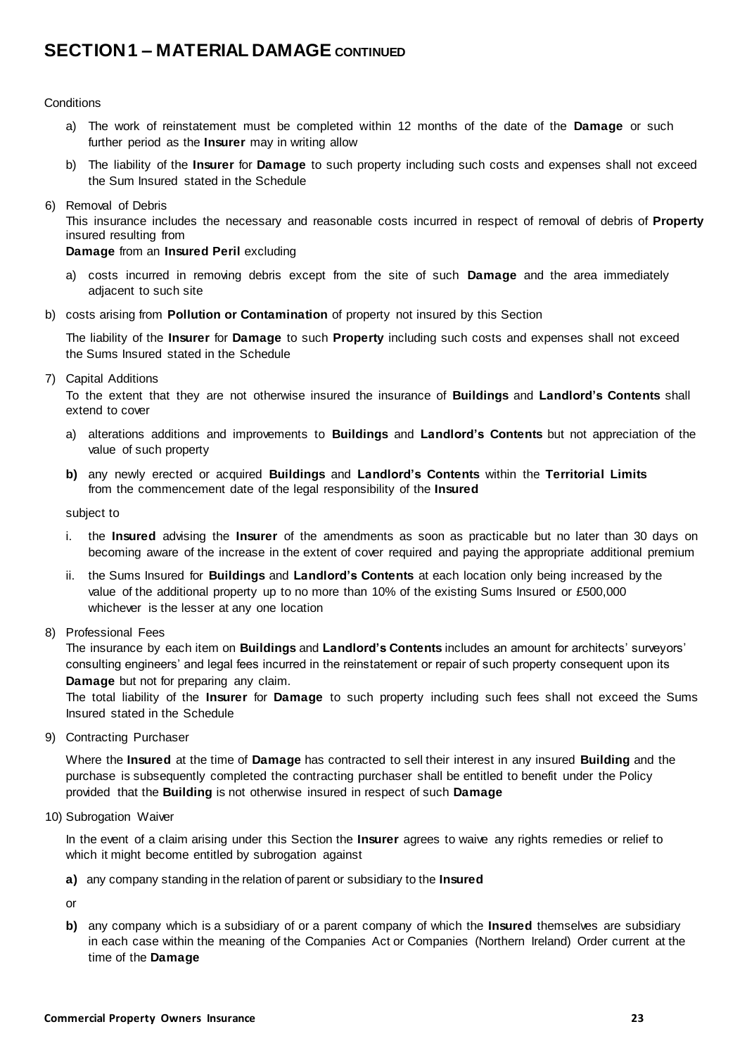# SECTION 1 – MATERIAL DAMAGE CONTINUED

Conditions

a) The work of reinstatement must be completed within 12 months of the date of the **Damage** or such further period as the **Insurer** may in writing allow

b) The liability of the **Insurer** for **Damage** to such property including such costs and expenses shall not exceed the Sum Insured stated in the Schedule

6) Removal of Debris

This insurance includes the necessary and reasonable costs incurred in respect of removal of debris of **Property** insured resulting from
**Damage** from an **Insured Peril** excluding

a) costs incurred in removing debris except from the site of such **Damage** and the area immediately adjacent to such site

b) costs arising from **Pollution or Contamination** of property not insured by this Section

The liability of the **Insurer** for **Damage** to such **Property** including such costs and expenses shall not exceed the Sums Insured stated in the Schedule

7) Capital Additions

To the extent that they are not otherwise insured the insurance of **Buildings** and **Landlord's Contents** shall extend to cover

a) alterations additions and improvements to **Buildings** and **Landlord's Contents** but not appreciation of the value of such property

**b)** any newly erected or acquired **Buildings** and **Landlord's Contents** within the **Territorial Limits** from the commencement date of the legal responsibility of the **Insured**

subject to

i. the **Insured** advising the **Insurer** of the amendments as soon as practicable but no later than 30 days on becoming aware of the increase in the extent of cover required and paying the appropriate additional premium

ii. the Sums Insured for **Buildings** and **Landlord's Contents** at each location only being increased by the value of the additional property up to no more than 10% of the existing Sums Insured or £500,000 whichever is the lesser at any one location

8) Professional Fees

The insurance by each item on **Buildings** and **Landlord's Contents** includes an amount for architects' surveyors' consulting engineers' and legal fees incurred in the reinstatement or repair of such property consequent upon its **Damage** but not for preparing any claim.

The total liability of the **Insurer** for **Damage** to such property including such fees shall not exceed the Sums Insured stated in the Schedule

9) Contracting Purchaser

Where the **Insured** at the time of **Damage** has contracted to sell their interest in any insured **Building** and the purchase is subsequently completed the contracting purchaser shall be entitled to benefit under the Policy provided that the **Building** is not otherwise insured in respect of such **Damage**

10) Subrogation Waiver

In the event of a claim arising under this Section the **Insurer** agrees to waive any rights remedies or relief to which it might become entitled by subrogation against

**a)** any company standing in the relation of parent or subsidiary to the **Insured**

or

**b)** any company which is a subsidiary of or a parent company of which the **Insured** themselves are subsidiary in each case within the meaning of the Companies Act or Companies (Northern Ireland) Order current at the time of the **Damage**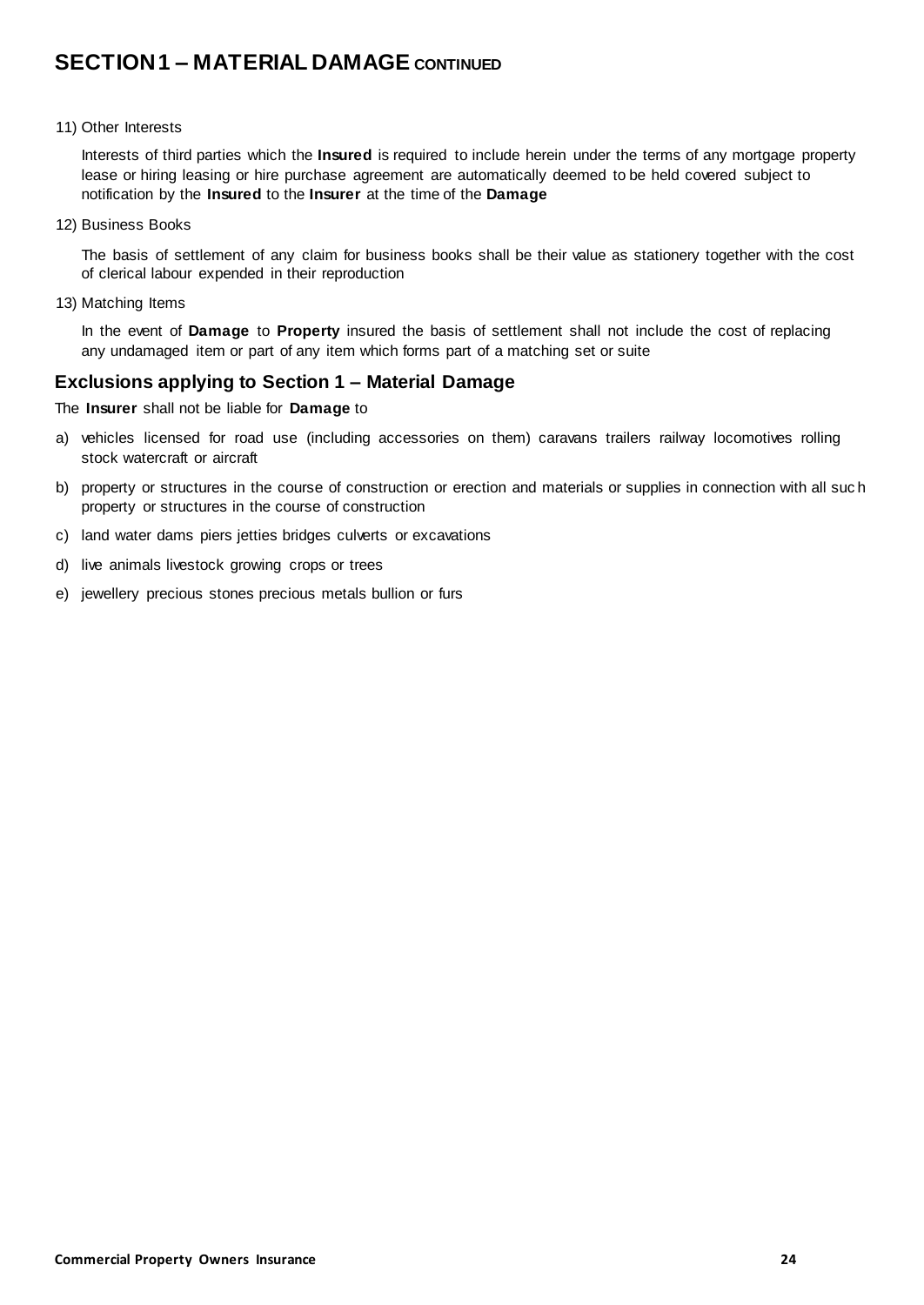# SECTION 1 – MATERIAL DAMAGE CONTINUED

11) Other Interests

Interests of third parties which the **Insured** is required to include herein under the terms of any mortgage property lease or hiring leasing or hire purchase agreement are automatically deemed to be held covered subject to notification by the **Insured** to the **Insurer** at the time of the **Damage**

12) Business Books

The basis of settlement of any claim for business books shall be their value as stationery together with the cost of clerical labour expended in their reproduction

13) Matching Items

In the event of **Damage** to **Property** insured the basis of settlement shall not include the cost of replacing any undamaged item or part of any item which forms part of a matching set or suite

## Exclusions applying to Section 1 – Material Damage

The **Insurer** shall not be liable for **Damage** to

a) vehicles licensed for road use (including accessories on them) caravans trailers railway locomotives rolling stock watercraft or aircraft

b) property or structures in the course of construction or erection and materials or supplies in connection with all such property or structures in the course of construction

c) land water dams piers jetties bridges culverts or excavations

d) live animals livestock growing crops or trees

e) jewellery precious stones precious metals bullion or furs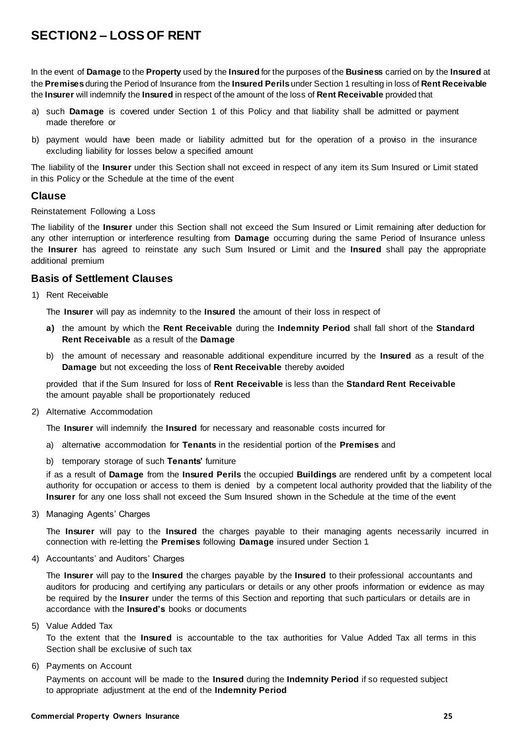# SECTION 2 – LOSS OF RENT

In the event of **Damage** to the **Property** used by the **Insured** for the purposes of the **Business** carried on by the **Insured** at the **Premises** during the Period of Insurance from the **Insured Perils** under Section 1 resulting in loss of **Rent Receivable** the **Insurer** will indemnify the **Insured** in respect of the amount of the loss of **Rent Receivable** provided that

a) such **Damage** is covered under Section 1 of this Policy and that liability shall be admitted or payment made therefore or

b) payment would have been made or liability admitted but for the operation of a proviso in the insurance excluding liability for losses below a specified amount

The liability of the **Insurer** under this Section shall not exceed in respect of any item its Sum Insured or Limit stated in this Policy or the Schedule at the time of the event

## Clause

Reinstatement Following a Loss

The liability of the **Insurer** under this Section shall not exceed the Sum Insured or Limit remaining after deduction for any other interruption or interference resulting from **Damage** occurring during the same Period of Insurance unless the **Insurer** has agreed to reinstate any such Sum Insured or Limit and the **Insured** shall pay the appropriate additional premium

## Basis of Settlement Clauses

1) Rent Receivable

   The **Insurer** will pay as indemnity to the **Insured** the amount of their loss in respect of

   **a)** the amount by which the **Rent Receivable** during the **Indemnity Period** shall fall short of the **Standard Rent Receivable** as a result of the **Damage**

   b) the amount of necessary and reasonable additional expenditure incurred by the **Insured** as a result of the **Damage** but not exceeding the loss of **Rent Receivable** thereby avoided

   provided that if the Sum Insured for loss of **Rent Receivable** is less than the **Standard Rent Receivable** the amount payable shall be proportionately reduced

2) Alternative Accommodation

   The **Insurer** will indemnify the **Insured** for necessary and reasonable costs incurred for

   a) alternative accommodation for **Tenants** in the residential portion of the **Premises** and

   b) temporary storage of such **Tenants'** furniture

   if as a result of **Damage** from the **Insured Perils** the occupied **Buildings** are rendered unfit by a competent local authority for occupation or access to them is denied by a competent local authority provided that the liability of the **Insurer** for any one loss shall not exceed the Sum Insured shown in the Schedule at the time of the event

3) Managing Agents' Charges

   The **Insurer** will pay to the **Insured** the charges payable to their managing agents necessarily incurred in connection with re-letting the **Premises** following **Damage** insured under Section 1

4) Accountants' and Auditors' Charges

   The **Insurer** will pay to the **Insured** the charges payable by the **Insured** to their professional accountants and auditors for producing and certifying any particulars or details or any other proofs information or evidence as may be required by the **Insurer** under the terms of this Section and reporting that such particulars or details are in accordance with the **Insured's** books or documents

5) Value Added Tax

   To the extent that the **Insured** is accountable to the tax authorities for Value Added Tax all terms in this Section shall be exclusive of such tax

6) Payments on Account

   Payments on account will be made to the **Insured** during the **Indemnity Period** if so requested subject to appropriate adjustment at the end of the **Indemnity Period**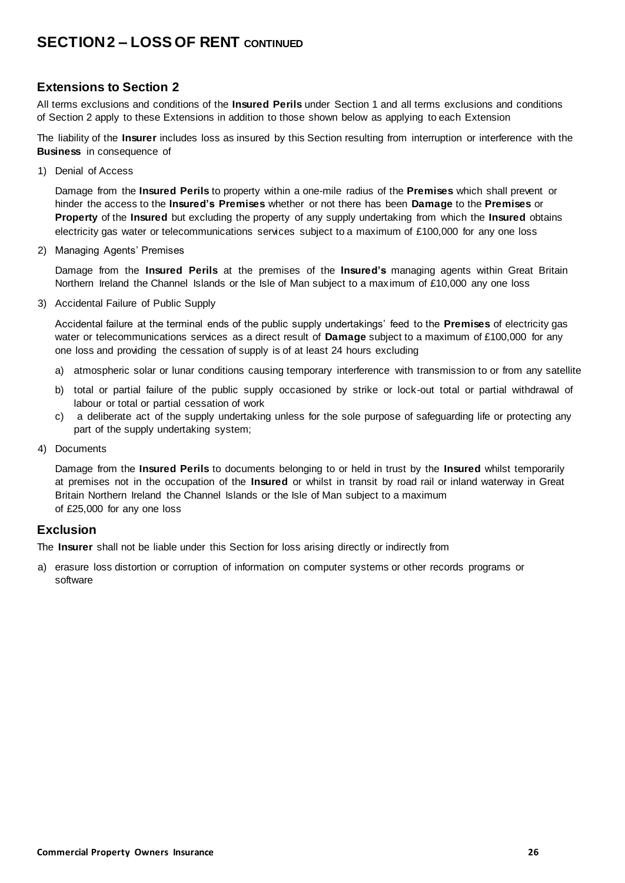# SECTION 2 – LOSS OF RENT CONTINUED

## Extensions to Section 2

All terms exclusions and conditions of the **Insured Perils** under Section 1 and all terms exclusions and conditions of Section 2 apply to these Extensions in addition to those shown below as applying to each Extension

The liability of the **Insurer** includes loss as insured by this Section resulting from interruption or interference with the **Business** in consequence of

1) Denial of Access

   Damage from the **Insured Perils** to property within a one-mile radius of the **Premises** which shall prevent or hinder the access to the **Insured's Premises** whether or not there has been **Damage** to the **Premises** or **Property** of the **Insured** but excluding the property of any supply undertaking from which the **Insured** obtains electricity gas water or telecommunications services subject to a maximum of £100,000 for any one loss

2) Managing Agents' Premises

   Damage from the **Insured Perils** at the premises of the **Insured's** managing agents within Great Britain Northern Ireland the Channel Islands or the Isle of Man subject to a maximum of £10,000 any one loss

3) Accidental Failure of Public Supply

   Accidental failure at the terminal ends of the public supply undertakings' feed to the **Premises** of electricity gas water or telecommunications services as a direct result of **Damage** subject to a maximum of £100,000 for any one loss and providing the cessation of supply is of at least 24 hours excluding

   a) atmospheric solar or lunar conditions causing temporary interference with transmission to or from any satellite
   b) total or partial failure of the public supply occasioned by strike or lock-out total or partial withdrawal of labour or total or partial cessation of work
   c) a deliberate act of the supply undertaking unless for the sole purpose of safeguarding life or protecting any part of the supply undertaking system;

4) Documents

   Damage from the **Insured Perils** to documents belonging to or held in trust by the **Insured** whilst temporarily at premises not in the occupation of the **Insured** or whilst in transit by road rail or inland waterway in Great Britain Northern Ireland the Channel Islands or the Isle of Man subject to a maximum of £25,000 for any one loss

## Exclusion

The **Insurer** shall not be liable under this Section for loss arising directly or indirectly from

a) erasure loss distortion or corruption of information on computer systems or other records programs or software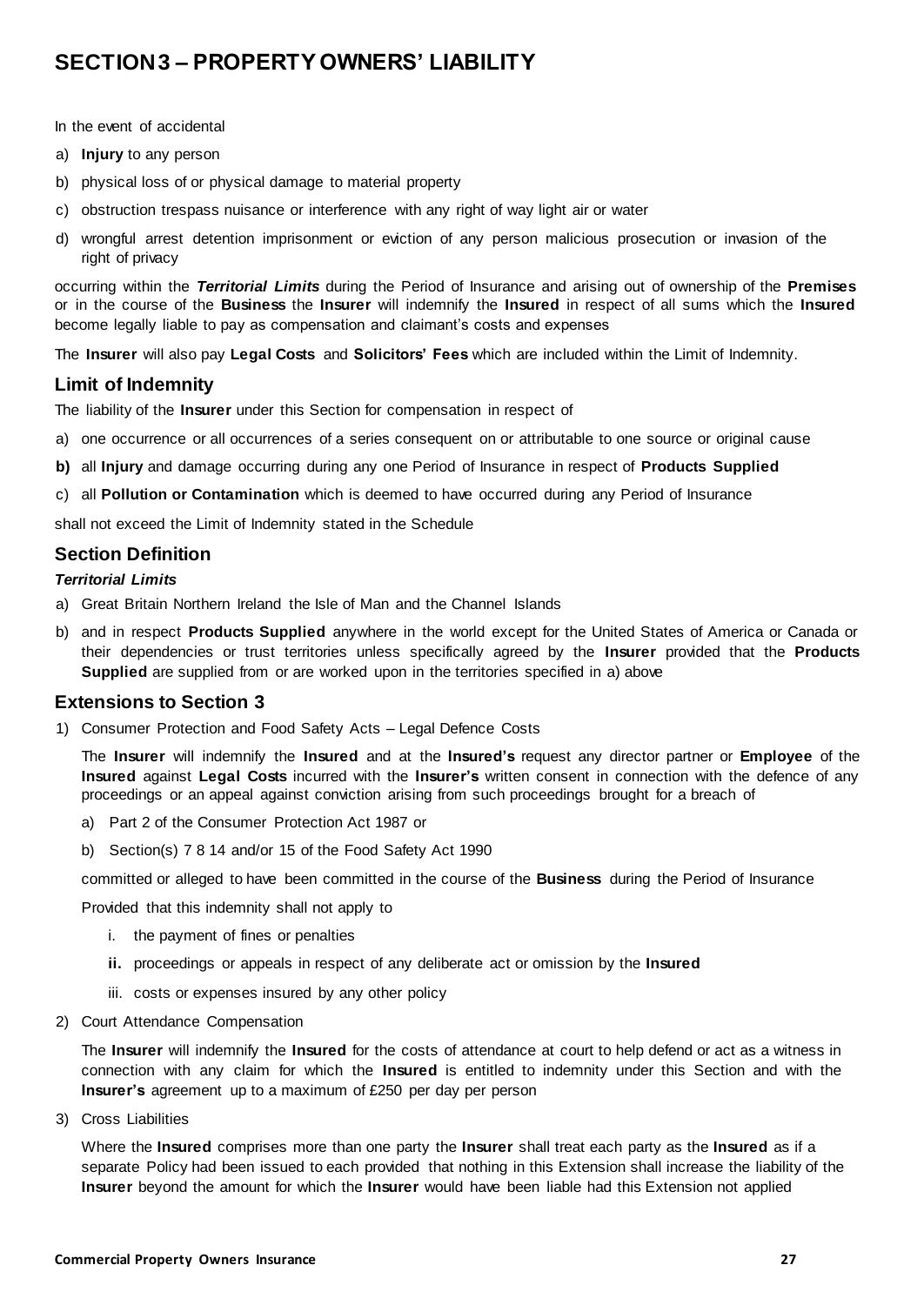# SECTION 3 – PROPERTY OWNERS' LIABILITY

In the event of accidental

a) **Injury** to any person
b) physical loss of or physical damage to material property
c) obstruction trespass nuisance or interference with any right of way light air or water
d) wrongful arrest detention imprisonment or eviction of any person malicious prosecution or invasion of the right of privacy

occurring within the ***Territorial Limits*** during the Period of Insurance and arising out of ownership of the **Premises** or in the course of the **Business** the **Insurer** will indemnify the **Insured** in respect of all sums which the **Insured** become legally liable to pay as compensation and claimant's costs and expenses

The **Insurer** will also pay **Legal Costs** and **Solicitors' Fees** which are included within the Limit of Indemnity.

## Limit of Indemnity

The liability of the **Insurer** under this Section for compensation in respect of

a) one occurrence or all occurrences of a series consequent on or attributable to one source or original cause
**b)** all **Injury** and damage occurring during any one Period of Insurance in respect of **Products Supplied**
c) all **Pollution or Contamination** which is deemed to have occurred during any Period of Insurance

shall not exceed the Limit of Indemnity stated in the Schedule

## Section Definition

***Territorial Limits***

a) Great Britain Northern Ireland the Isle of Man and the Channel Islands
b) and in respect **Products Supplied** anywhere in the world except for the United States of America or Canada or their dependencies or trust territories unless specifically agreed by the **Insurer** provided that the **Products Supplied** are supplied from or are worked upon in the territories specified in a) above

## Extensions to Section 3

1) Consumer Protection and Food Safety Acts – Legal Defence Costs

   The **Insurer** will indemnify the **Insured** and at the **Insured's** request any director partner or **Employee** of the **Insured** against **Legal Costs** incurred with the **Insurer's** written consent in connection with the defence of any proceedings or an appeal against conviction arising from such proceedings brought for a breach of

   a) Part 2 of the Consumer Protection Act 1987 or
   b) Section(s) 7 8 14 and/or 15 of the Food Safety Act 1990

   committed or alleged to have been committed in the course of the **Business** during the Period of Insurance

   Provided that this indemnity shall not apply to

   i. the payment of fines or penalties
   **ii.** proceedings or appeals in respect of any deliberate act or omission by the **Insured**
   iii. costs or expenses insured by any other policy

2) Court Attendance Compensation

   The **Insurer** will indemnify the **Insured** for the costs of attendance at court to help defend or act as a witness in connection with any claim for which the **Insured** is entitled to indemnity under this Section and with the **Insurer's** agreement up to a maximum of £250 per day per person

3) Cross Liabilities

   Where the **Insured** comprises more than one party the **Insurer** shall treat each party as the **Insured** as if a separate Policy had been issued to each provided that nothing in this Extension shall increase the liability of the **Insurer** beyond the amount for which the **Insurer** would have been liable had this Extension not applied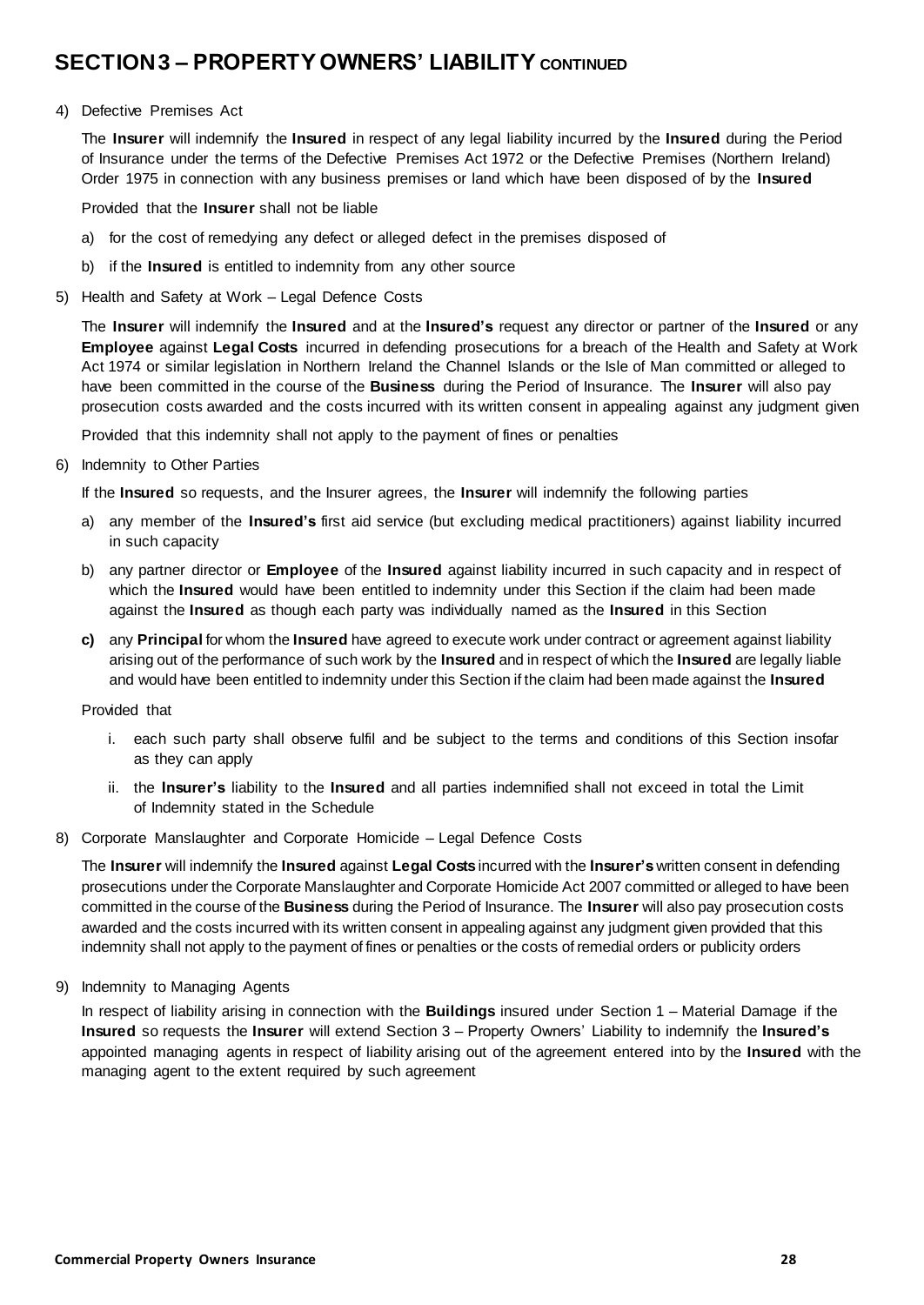# SECTION 3 – PROPERTY OWNERS' LIABILITY CONTINUED

4) Defective Premises Act

The **Insurer** will indemnify the **Insured** in respect of any legal liability incurred by the **Insured** during the Period of Insurance under the terms of the Defective Premises Act 1972 or the Defective Premises (Northern Ireland) Order 1975 in connection with any business premises or land which have been disposed of by the **Insured**

Provided that the **Insurer** shall not be liable

a) for the cost of remedying any defect or alleged defect in the premises disposed of

b) if the **Insured** is entitled to indemnity from any other source

5) Health and Safety at Work – Legal Defence Costs

The **Insurer** will indemnify the **Insured** and at the **Insured's** request any director or partner of the **Insured** or any **Employee** against **Legal Costs** incurred in defending prosecutions for a breach of the Health and Safety at Work Act 1974 or similar legislation in Northern Ireland the Channel Islands or the Isle of Man committed or alleged to have been committed in the course of the **Business** during the Period of Insurance. The **Insurer** will also pay prosecution costs awarded and the costs incurred with its written consent in appealing against any judgment given

Provided that this indemnity shall not apply to the payment of fines or penalties

6) Indemnity to Other Parties

If the **Insured** so requests, and the Insurer agrees, the **Insurer** will indemnify the following parties

a) any member of the **Insured's** first aid service (but excluding medical practitioners) against liability incurred in such capacity

b) any partner director or **Employee** of the **Insured** against liability incurred in such capacity and in respect of which the **Insured** would have been entitled to indemnity under this Section if the claim had been made against the **Insured** as though each party was individually named as the **Insured** in this Section

**c)** any **Principal** for whom the **Insured** have agreed to execute work under contract or agreement against liability arising out of the performance of such work by the **Insured** and in respect of which the **Insured** are legally liable and would have been entitled to indemnity under this Section if the claim had been made against the **Insured**

Provided that

i. each such party shall observe fulfil and be subject to the terms and conditions of this Section insofar as they can apply

ii. the **Insurer's** liability to the **Insured** and all parties indemnified shall not exceed in total the Limit of Indemnity stated in the Schedule

8) Corporate Manslaughter and Corporate Homicide – Legal Defence Costs

The **Insurer** will indemnify the **Insured** against **Legal Costs** incurred with the **Insurer's** written consent in defending prosecutions under the Corporate Manslaughter and Corporate Homicide Act 2007 committed or alleged to have been committed in the course of the **Business** during the Period of Insurance. The **Insurer** will also pay prosecution costs awarded and the costs incurred with its written consent in appealing against any judgment given provided that this indemnity shall not apply to the payment of fines or penalties or the costs of remedial orders or publicity orders

9) Indemnity to Managing Agents

In respect of liability arising in connection with the **Buildings** insured under Section 1 – Material Damage if the **Insured** so requests the **Insurer** will extend Section 3 – Property Owners' Liability to indemnify the **Insured's** appointed managing agents in respect of liability arising out of the agreement entered into by the **Insured** with the managing agent to the extent required by such agreement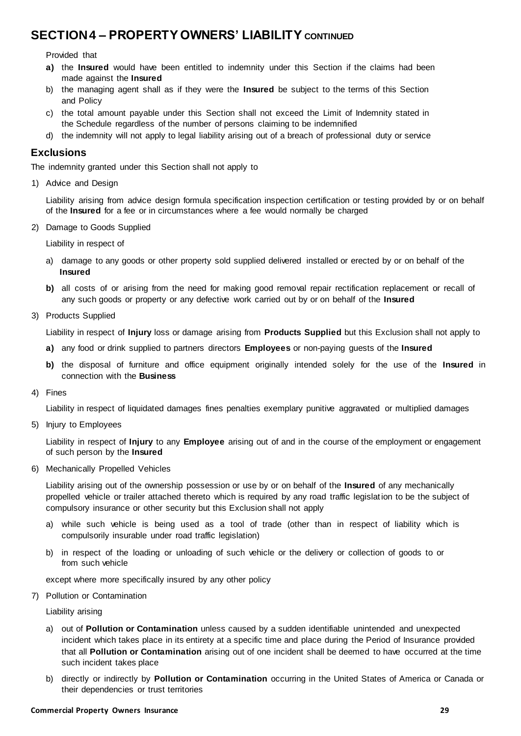# SECTION 4 – PROPERTY OWNERS' LIABILITY CONTINUED

Provided that

**a)** the **Insured** would have been entitled to indemnity under this Section if the claims had been made against the **Insured**

b) the managing agent shall as if they were the **Insured** be subject to the terms of this Section and Policy

c) the total amount payable under this Section shall not exceed the Limit of Indemnity stated in the Schedule regardless of the number of persons claiming to be indemnified

d) the indemnity will not apply to legal liability arising out of a breach of professional duty or service

## Exclusions

The indemnity granted under this Section shall not apply to

1) Advice and Design

   Liability arising from advice design formula specification inspection certification or testing provided by or on behalf of the **Insured** for a fee or in circumstances where a fee would normally be charged

2) Damage to Goods Supplied

   Liability in respect of

   a) damage to any goods or other property sold supplied delivered installed or erected by or on behalf of the **Insured**

   **b)** all costs of or arising from the need for making good removal repair rectification replacement or recall of any such goods or property or any defective work carried out by or on behalf of the **Insured**

3) Products Supplied

   Liability in respect of **Injury** loss or damage arising from **Products Supplied** but this Exclusion shall not apply to

   **a)** any food or drink supplied to partners directors **Employees** or non-paying guests of the **Insured**

   **b)** the disposal of furniture and office equipment originally intended solely for the use of the **Insured** in connection with the **Business**

4) Fines

   Liability in respect of liquidated damages fines penalties exemplary punitive aggravated or multiplied damages

5) Injury to Employees

   Liability in respect of **Injury** to any **Employee** arising out of and in the course of the employment or engagement of such person by the **Insured**

6) Mechanically Propelled Vehicles

   Liability arising out of the ownership possession or use by or on behalf of the **Insured** of any mechanically propelled vehicle or trailer attached thereto which is required by any road traffic legislation to be the subject of compulsory insurance or other security but this Exclusion shall not apply

   a) while such vehicle is being used as a tool of trade (other than in respect of liability which is compulsorily insurable under road traffic legislation)

   b) in respect of the loading or unloading of such vehicle or the delivery or collection of goods to or from such vehicle

   except where more specifically insured by any other policy

7) Pollution or Contamination

   Liability arising

   a) out of **Pollution or Contamination** unless caused by a sudden identifiable unintended and unexpected incident which takes place in its entirety at a specific time and place during the Period of Insurance provided that all **Pollution or Contamination** arising out of one incident shall be deemed to have occurred at the time such incident takes place

   b) directly or indirectly by **Pollution or Contamination** occurring in the United States of America or Canada or their dependencies or trust territories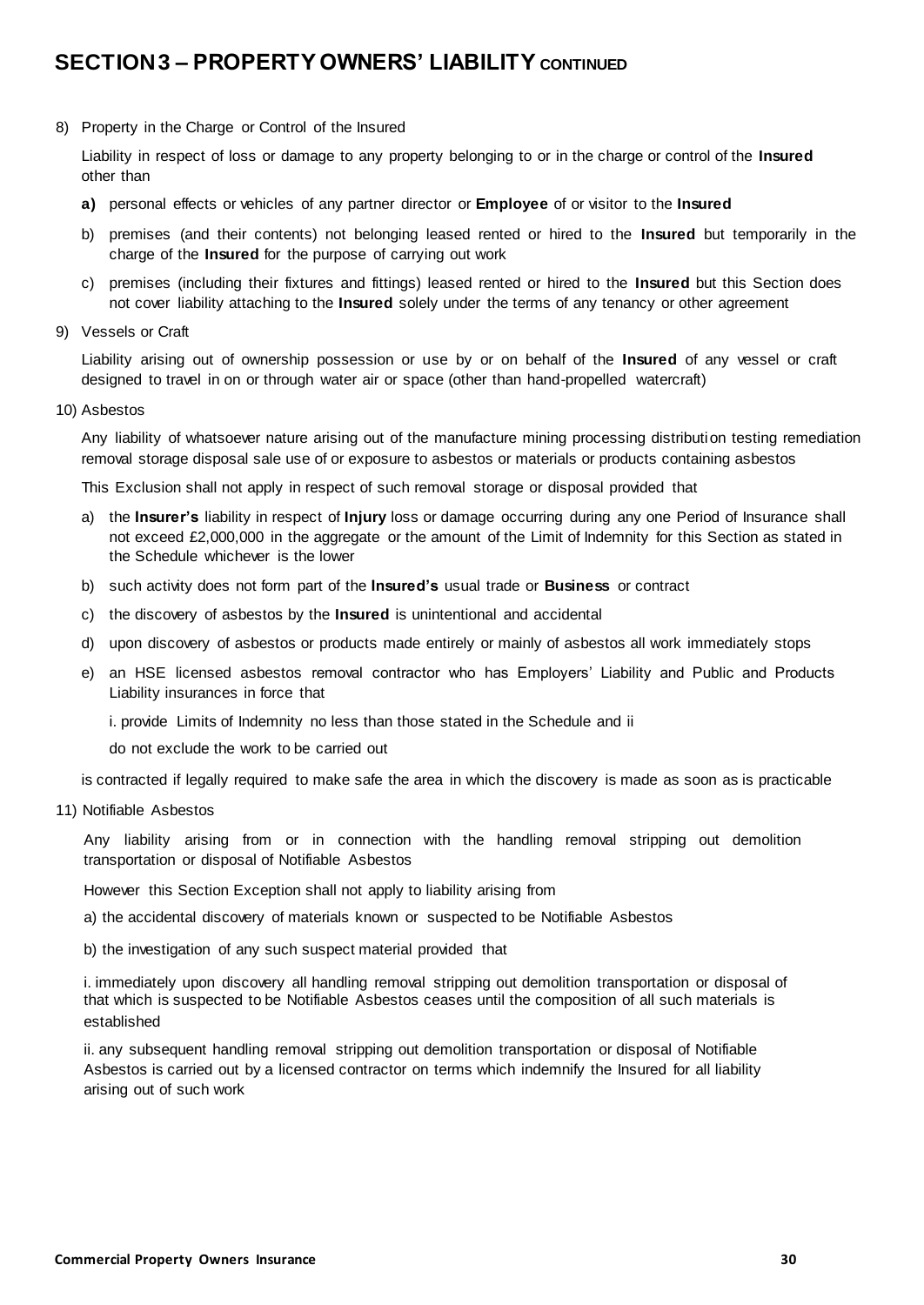## SECTION 3 – PROPERTY OWNERS' LIABILITY CONTINUED

8) Property in the Charge or Control of the Insured

   Liability in respect of loss or damage to any property belonging to or in the charge or control of the **Insured** other than

   **a)** personal effects or vehicles of any partner director or **Employee** of or visitor to the **Insured**

   b) premises (and their contents) not belonging leased rented or hired to the **Insured** but temporarily in the charge of the **Insured** for the purpose of carrying out work

   c) premises (including their fixtures and fittings) leased rented or hired to the **Insured** but this Section does not cover liability attaching to the **Insured** solely under the terms of any tenancy or other agreement

9) Vessels or Craft

   Liability arising out of ownership possession or use by or on behalf of the **Insured** of any vessel or craft designed to travel in on or through water air or space (other than hand-propelled watercraft)

10) Asbestos

   Any liability of whatsoever nature arising out of the manufacture mining processing distribution testing remediation removal storage disposal sale use of or exposure to asbestos or materials or products containing asbestos

   This Exclusion shall not apply in respect of such removal storage or disposal provided that

   a) the **Insurer's** liability in respect of **Injury** loss or damage occurring during any one Period of Insurance shall not exceed £2,000,000 in the aggregate or the amount of the Limit of Indemnity for this Section as stated in the Schedule whichever is the lower

   b) such activity does not form part of the **Insured's** usual trade or **Business** or contract

   c) the discovery of asbestos by the **Insured** is unintentional and accidental

   d) upon discovery of asbestos or products made entirely or mainly of asbestos all work immediately stops

   e) an HSE licensed asbestos removal contractor who has Employers' Liability and Public and Products Liability insurances in force that

      i. provide Limits of Indemnity no less than those stated in the Schedule and ii

      do not exclude the work to be carried out

   is contracted if legally required to make safe the area in which the discovery is made as soon as is practicable

11) Notifiable Asbestos

   Any liability arising from or in connection with the handling removal stripping out demolition transportation or disposal of Notifiable Asbestos

   However this Section Exception shall not apply to liability arising from

   a) the accidental discovery of materials known or suspected to be Notifiable Asbestos

   b) the investigation of any such suspect material provided that

   i. immediately upon discovery all handling removal stripping out demolition transportation or disposal of that which is suspected to be Notifiable Asbestos ceases until the composition of all such materials is established

   ii. any subsequent handling removal stripping out demolition transportation or disposal of Notifiable Asbestos is carried out by a licensed contractor on terms which indemnify the Insured for all liability arising out of such work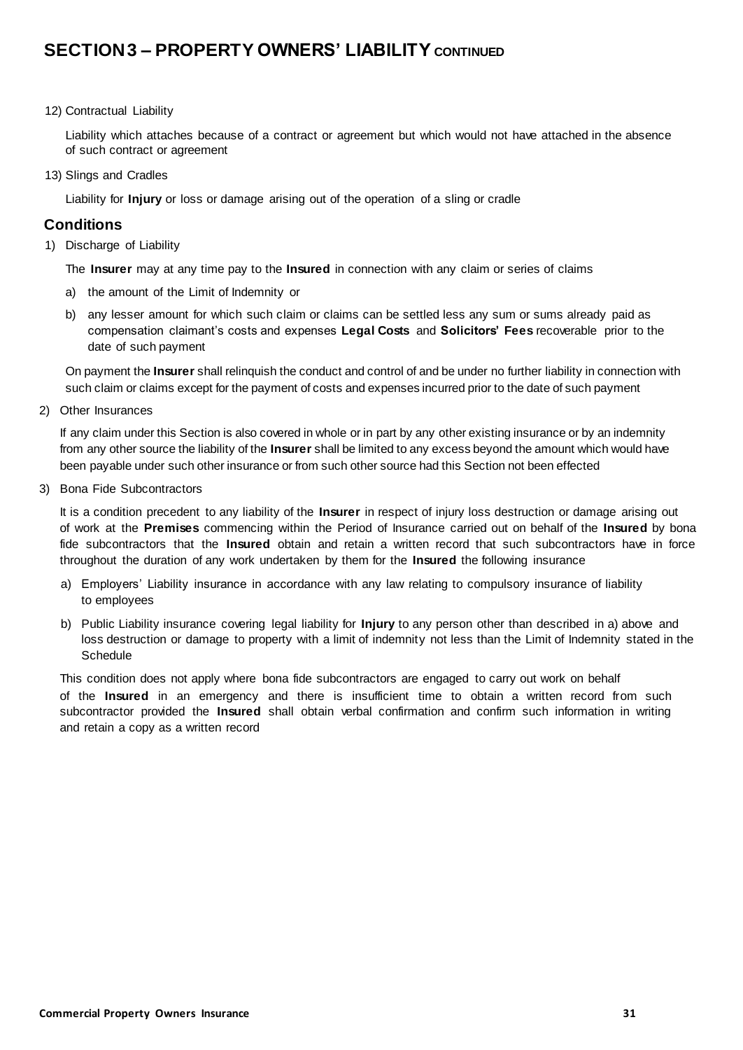## SECTION 3 – PROPERTY OWNERS' LIABILITY CONTINUED

12) Contractual Liability

Liability which attaches because of a contract or agreement but which would not have attached in the absence of such contract or agreement

13) Slings and Cradles

Liability for **Injury** or loss or damage arising out of the operation of a sling or cradle

### Conditions

1) Discharge of Liability

The **Insurer** may at any time pay to the **Insured** in connection with any claim or series of claims

a) the amount of the Limit of Indemnity or

b) any lesser amount for which such claim or claims can be settled less any sum or sums already paid as compensation claimant's costs and expenses **Legal Costs** and **Solicitors' Fees** recoverable prior to the date of such payment

On payment the **Insurer** shall relinquish the conduct and control of and be under no further liability in connection with such claim or claims except for the payment of costs and expenses incurred prior to the date of such payment

2) Other Insurances

If any claim under this Section is also covered in whole or in part by any other existing insurance or by an indemnity from any other source the liability of the **Insurer** shall be limited to any excess beyond the amount which would have been payable under such other insurance or from such other source had this Section not been effected

3) Bona Fide Subcontractors

It is a condition precedent to any liability of the **Insurer** in respect of injury loss destruction or damage arising out of work at the **Premises** commencing within the Period of Insurance carried out on behalf of the **Insured** by bona fide subcontractors that the **Insured** obtain and retain a written record that such subcontractors have in force throughout the duration of any work undertaken by them for the **Insured** the following insurance

a) Employers' Liability insurance in accordance with any law relating to compulsory insurance of liability to employees

b) Public Liability insurance covering legal liability for **Injury** to any person other than described in a) above and loss destruction or damage to property with a limit of indemnity not less than the Limit of Indemnity stated in the Schedule

This condition does not apply where bona fide subcontractors are engaged to carry out work on behalf of the **Insured** in an emergency and there is insufficient time to obtain a written record from such subcontractor provided the **Insured** shall obtain verbal confirmation and confirm such information in writing and retain a copy as a written record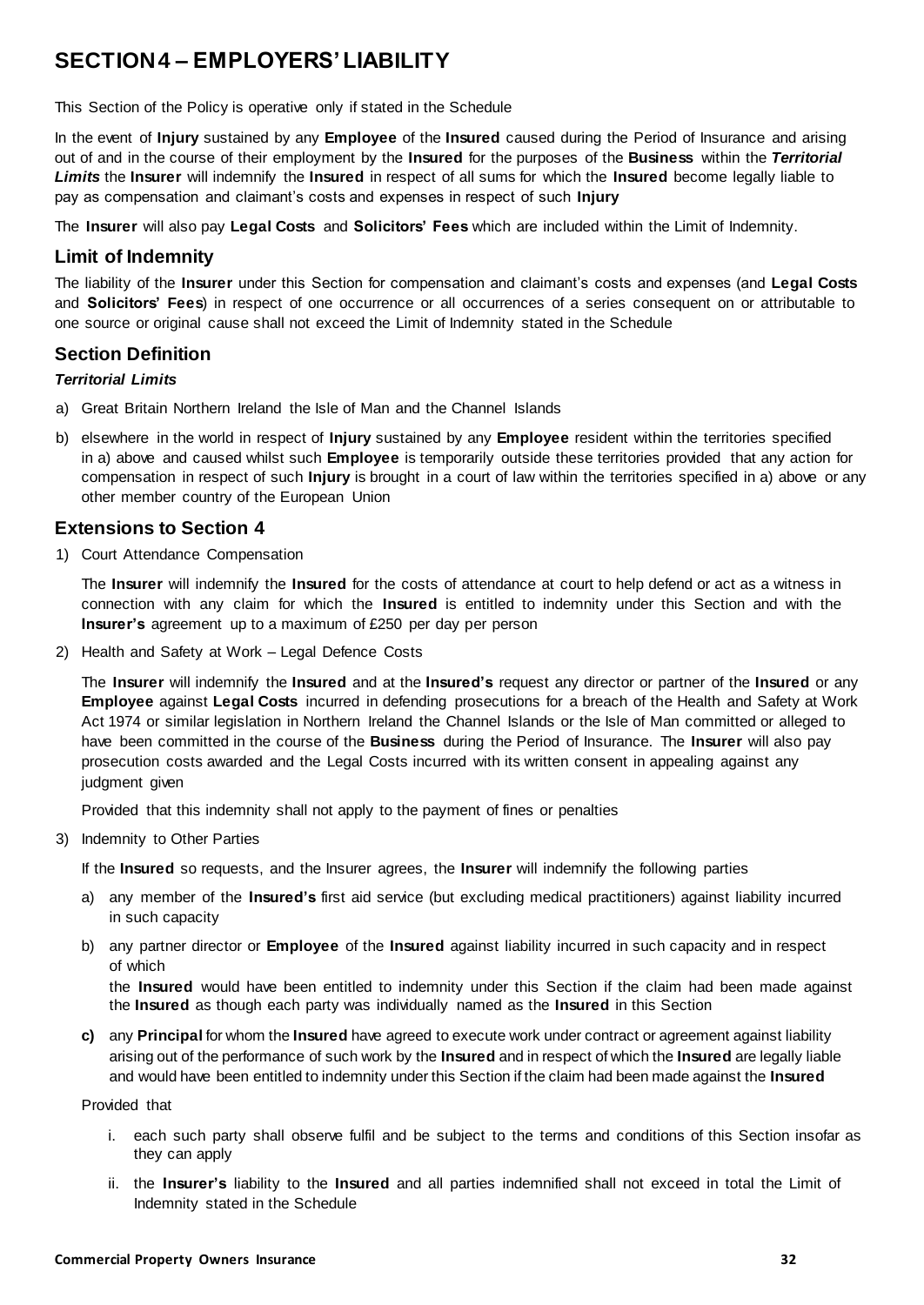# SECTION 4 – EMPLOYERS' LIABILITY

This Section of the Policy is operative only if stated in the Schedule

In the event of **Injury** sustained by any **Employee** of the **Insured** caused during the Period of Insurance and arising out of and in the course of their employment by the **Insured** for the purposes of the **Business** within the ***Territorial Limits*** the **Insurer** will indemnify the **Insured** in respect of all sums for which the **Insured** become legally liable to pay as compensation and claimant's costs and expenses in respect of such **Injury**

The **Insurer** will also pay **Legal Costs** and **Solicitors' Fees** which are included within the Limit of Indemnity.

## Limit of Indemnity

The liability of the **Insurer** under this Section for compensation and claimant's costs and expenses (and **Legal Costs** and **Solicitors' Fees**) in respect of one occurrence or all occurrences of a series consequent on or attributable to one source or original cause shall not exceed the Limit of Indemnity stated in the Schedule

## Section Definition

***Territorial Limits***

a) Great Britain Northern Ireland the Isle of Man and the Channel Islands

b) elsewhere in the world in respect of **Injury** sustained by any **Employee** resident within the territories specified in a) above and caused whilst such **Employee** is temporarily outside these territories provided that any action for compensation in respect of such **Injury** is brought in a court of law within the territories specified in a) above or any other member country of the European Union

## Extensions to Section 4

1) Court Attendance Compensation

   The **Insurer** will indemnify the **Insured** for the costs of attendance at court to help defend or act as a witness in connection with any claim for which the **Insured** is entitled to indemnity under this Section and with the **Insurer's** agreement up to a maximum of £250 per day per person

2) Health and Safety at Work – Legal Defence Costs

   The **Insurer** will indemnify the **Insured** and at the **Insured's** request any director or partner of the **Insured** or any **Employee** against **Legal Costs** incurred in defending prosecutions for a breach of the Health and Safety at Work Act 1974 or similar legislation in Northern Ireland the Channel Islands or the Isle of Man committed or alleged to have been committed in the course of the **Business** during the Period of Insurance. The **Insurer** will also pay prosecution costs awarded and the Legal Costs incurred with its written consent in appealing against any judgment given

   Provided that this indemnity shall not apply to the payment of fines or penalties

3) Indemnity to Other Parties

   If the **Insured** so requests, and the Insurer agrees, the **Insurer** will indemnify the following parties

   a) any member of the **Insured's** first aid service (but excluding medical practitioners) against liability incurred in such capacity

   b) any partner director or **Employee** of the **Insured** against liability incurred in such capacity and in respect of which
   the **Insured** would have been entitled to indemnity under this Section if the claim had been made against the **Insured** as though each party was individually named as the **Insured** in this Section

   **c)** any **Principal** for whom the **Insured** have agreed to execute work under contract or agreement against liability arising out of the performance of such work by the **Insured** and in respect of which the **Insured** are legally liable and would have been entitled to indemnity under this Section if the claim had been made against the **Insured**

   Provided that

   i. each such party shall observe fulfil and be subject to the terms and conditions of this Section insofar as they can apply

   ii. the **Insurer's** liability to the **Insured** and all parties indemnified shall not exceed in total the Limit of Indemnity stated in the Schedule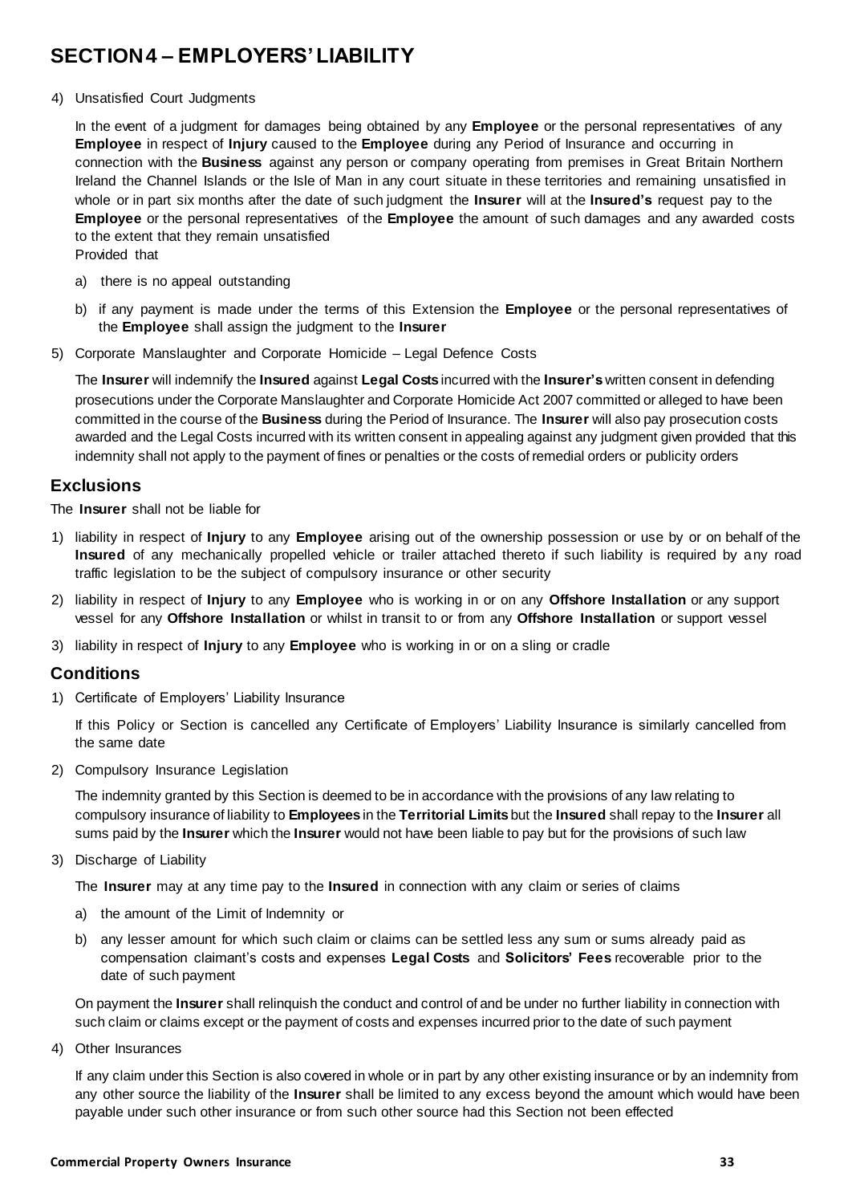# SECTION 4 – EMPLOYERS' LIABILITY

4) Unsatisfied Court Judgments

   In the event of a judgment for damages being obtained by any **Employee** or the personal representatives of any **Employee** in respect of **Injury** caused to the **Employee** during any Period of Insurance and occurring in connection with the **Business** against any person or company operating from premises in Great Britain Northern Ireland the Channel Islands or the Isle of Man in any court situate in these territories and remaining unsatisfied in whole or in part six months after the date of such judgment the **Insurer** will at the **Insured's** request pay to the **Employee** or the personal representatives of the **Employee** the amount of such damages and any awarded costs to the extent that they remain unsatisfied
   Provided that

   a) there is no appeal outstanding

   b) if any payment is made under the terms of this Extension the **Employee** or the personal representatives of the **Employee** shall assign the judgment to the **Insurer**

5) Corporate Manslaughter and Corporate Homicide – Legal Defence Costs

   The **Insurer** will indemnify the **Insured** against **Legal Costs** incurred with the **Insurer's** written consent in defending prosecutions under the Corporate Manslaughter and Corporate Homicide Act 2007 committed or alleged to have been committed in the course of the **Business** during the Period of Insurance. The **Insurer** will also pay prosecution costs awarded and the Legal Costs incurred with its written consent in appealing against any judgment given provided that this indemnity shall not apply to the payment of fines or penalties or the costs of remedial orders or publicity orders

## Exclusions

The **Insurer** shall not be liable for

1) liability in respect of **Injury** to any **Employee** arising out of the ownership possession or use by or on behalf of the **Insured** of any mechanically propelled vehicle or trailer attached thereto if such liability is required by any road traffic legislation to be the subject of compulsory insurance or other security

2) liability in respect of **Injury** to any **Employee** who is working in or on any **Offshore Installation** or any support vessel for any **Offshore Installation** or whilst in transit to or from any **Offshore Installation** or support vessel

3) liability in respect of **Injury** to any **Employee** who is working in or on a sling or cradle

## Conditions

1) Certificate of Employers' Liability Insurance

   If this Policy or Section is cancelled any Certificate of Employers' Liability Insurance is similarly cancelled from the same date

2) Compulsory Insurance Legislation

   The indemnity granted by this Section is deemed to be in accordance with the provisions of any law relating to compulsory insurance of liability to **Employees** in the **Territorial Limits** but the **Insured** shall repay to the **Insurer** all sums paid by the **Insurer** which the **Insurer** would not have been liable to pay but for the provisions of such law

3) Discharge of Liability

   The **Insurer** may at any time pay to the **Insured** in connection with any claim or series of claims

   a) the amount of the Limit of Indemnity or

   b) any lesser amount for which such claim or claims can be settled less any sum or sums already paid as compensation claimant's costs and expenses **Legal Costs** and **Solicitors' Fees** recoverable prior to the date of such payment

   On payment the **Insurer** shall relinquish the conduct and control of and be under no further liability in connection with such claim or claims except or the payment of costs and expenses incurred prior to the date of such payment

4) Other Insurances

   If any claim under this Section is also covered in whole or in part by any other existing insurance or by an indemnity from any other source the liability of the **Insurer** shall be limited to any excess beyond the amount which would have been payable under such other insurance or from such other source had this Section not been effected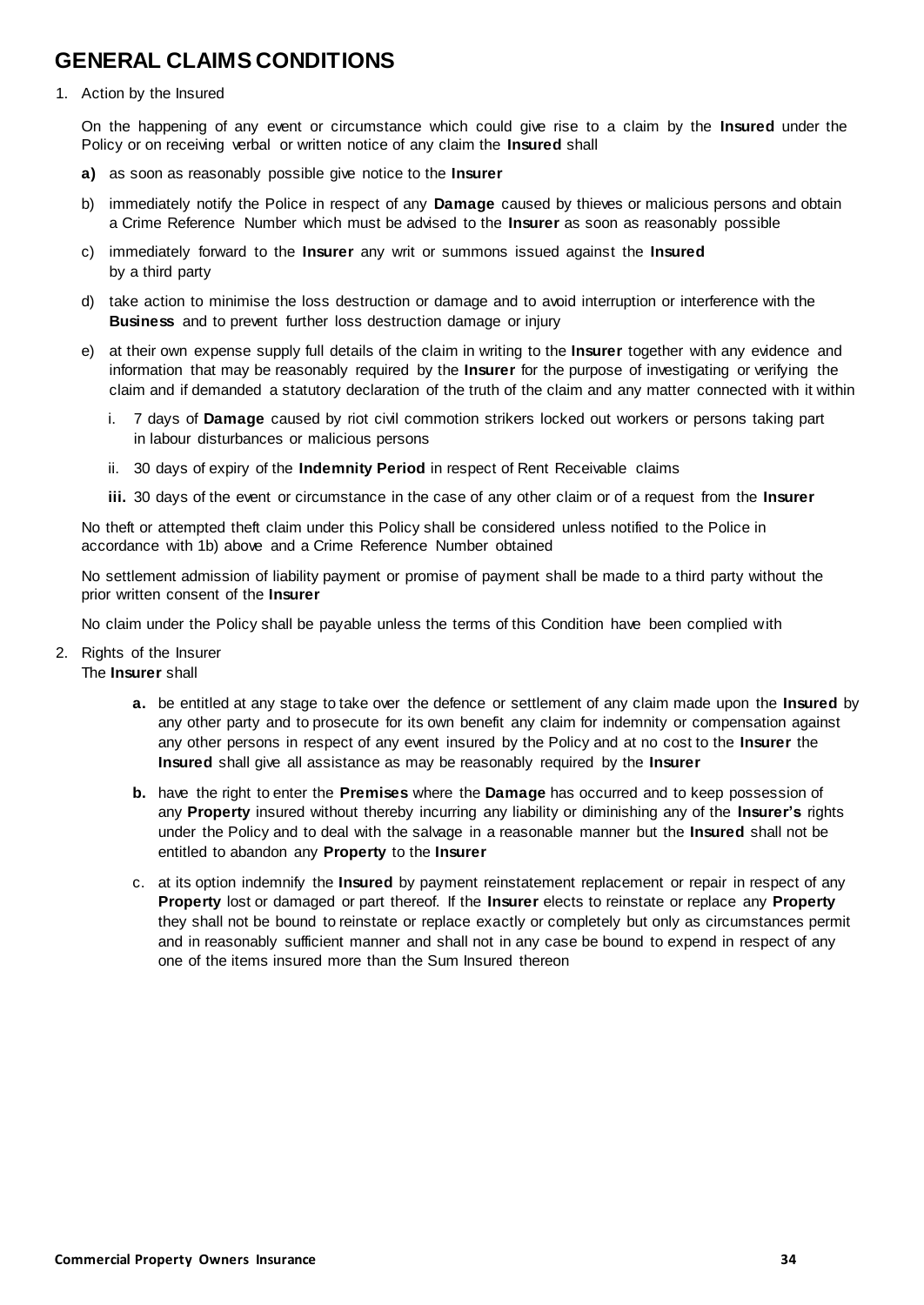# GENERAL CLAIMS CONDITIONS

1. Action by the Insured

   On the happening of any event or circumstance which could give rise to a claim by the **Insured** under the Policy or on receiving verbal or written notice of any claim the **Insured** shall

   **a)** as soon as reasonably possible give notice to the **Insurer**

   b) immediately notify the Police in respect of any **Damage** caused by thieves or malicious persons and obtain a Crime Reference Number which must be advised to the **Insurer** as soon as reasonably possible

   c) immediately forward to the **Insurer** any writ or summons issued against the **Insured** by a third party

   d) take action to minimise the loss destruction or damage and to avoid interruption or interference with the **Business** and to prevent further loss destruction damage or injury

   e) at their own expense supply full details of the claim in writing to the **Insurer** together with any evidence and information that may be reasonably required by the **Insurer** for the purpose of investigating or verifying the claim and if demanded a statutory declaration of the truth of the claim and any matter connected with it within

      i. 7 days of **Damage** caused by riot civil commotion strikers locked out workers or persons taking part in labour disturbances or malicious persons

      ii. 30 days of expiry of the **Indemnity Period** in respect of Rent Receivable claims

      **iii.** 30 days of the event or circumstance in the case of any other claim or of a request from the **Insurer**

   No theft or attempted theft claim under this Policy shall be considered unless notified to the Police in accordance with 1b) above and a Crime Reference Number obtained

   No settlement admission of liability payment or promise of payment shall be made to a third party without the prior written consent of the **Insurer**

   No claim under the Policy shall be payable unless the terms of this Condition have been complied with

2. Rights of the Insurer

   The **Insurer** shall

   **a.** be entitled at any stage to take over the defence or settlement of any claim made upon the **Insured** by any other party and to prosecute for its own benefit any claim for indemnity or compensation against any other persons in respect of any event insured by the Policy and at no cost to the **Insurer** the **Insured** shall give all assistance as may be reasonably required by the **Insurer**

   **b.** have the right to enter the **Premises** where the **Damage** has occurred and to keep possession of any **Property** insured without thereby incurring any liability or diminishing any of the **Insurer's** rights under the Policy and to deal with the salvage in a reasonable manner but the **Insured** shall not be entitled to abandon any **Property** to the **Insurer**

   c. at its option indemnify the **Insured** by payment reinstatement replacement or repair in respect of any **Property** lost or damaged or part thereof. If the **Insurer** elects to reinstate or replace any **Property** they shall not be bound to reinstate or replace exactly or completely but only as circumstances permit and in reasonably sufficient manner and shall not in any case be bound to expend in respect of any one of the items insured more than the Sum Insured thereon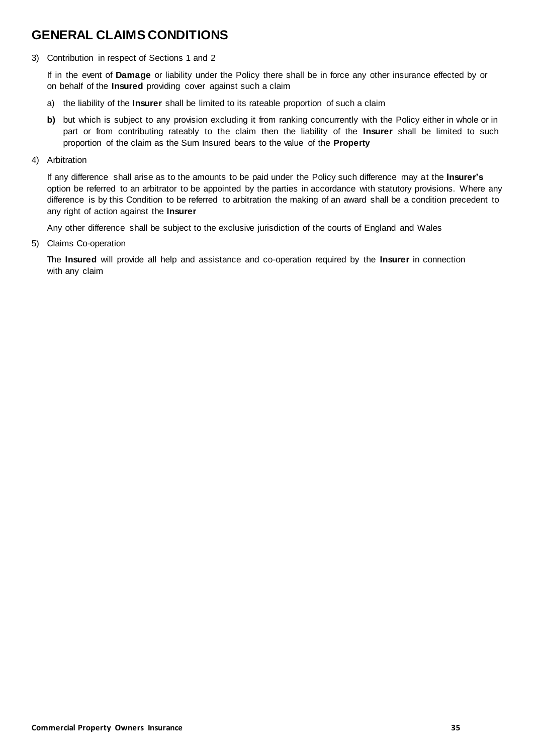## GENERAL CLAIMS CONDITIONS

3) Contribution in respect of Sections 1 and 2

   If in the event of **Damage** or liability under the Policy there shall be in force any other insurance effected by or on behalf of the **Insured** providing cover against such a claim

   a) the liability of the **Insurer** shall be limited to its rateable proportion of such a claim

   **b)** but which is subject to any provision excluding it from ranking concurrently with the Policy either in whole or in part or from contributing rateably to the claim then the liability of the **Insurer** shall be limited to such proportion of the claim as the Sum Insured bears to the value of the **Property**

4) Arbitration

   If any difference shall arise as to the amounts to be paid under the Policy such difference may at the **Insurer's** option be referred to an arbitrator to be appointed by the parties in accordance with statutory provisions. Where any difference is by this Condition to be referred to arbitration the making of an award shall be a condition precedent to any right of action against the **Insurer**

   Any other difference shall be subject to the exclusive jurisdiction of the courts of England and Wales

5) Claims Co-operation

   The **Insured** will provide all help and assistance and co-operation required by the **Insurer** in connection with any claim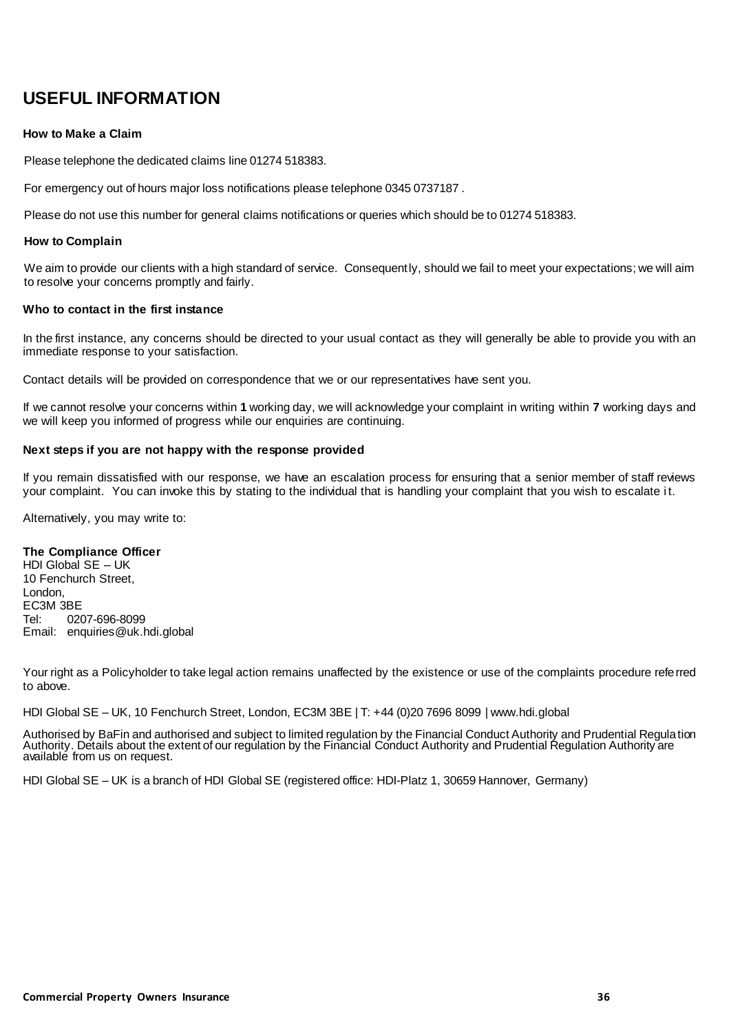# USEFUL INFORMATION

### How to Make a Claim

Please telephone the dedicated claims line 01274 518383.

For emergency out of hours major loss notifications please telephone 0345 0737187 .

Please do not use this number for general claims notifications or queries which should be to 01274 518383.

### How to Complain

We aim to provide our clients with a high standard of service. Consequently, should we fail to meet your expectations; we will aim to resolve your concerns promptly and fairly.

### Who to contact in the first instance

In the first instance, any concerns should be directed to your usual contact as they will generally be able to provide you with an immediate response to your satisfaction.

Contact details will be provided on correspondence that we or our representatives have sent you.

If we cannot resolve your concerns within **1** working day, we will acknowledge your complaint in writing within **7** working days and we will keep you informed of progress while our enquiries are continuing.

### Next steps if you are not happy with the response provided

If you remain dissatisfied with our response, we have an escalation process for ensuring that a senior member of staff reviews your complaint. You can invoke this by stating to the individual that is handling your complaint that you wish to escalate it.

Alternatively, you may write to:

**The Compliance Officer**
HDI Global SE – UK
10 Fenchurch Street,
London,
EC3M 3BE
Tel: 0207-696-8099
Email: enquiries@uk.hdi.global

Your right as a Policyholder to take legal action remains unaffected by the existence or use of the complaints procedure referred to above.

HDI Global SE – UK, 10 Fenchurch Street, London, EC3M 3BE | T: +44 (0)20 7696 8099 | www.hdi.global

Authorised by BaFin and authorised and subject to limited regulation by the Financial Conduct Authority and Prudential Regulation Authority. Details about the extent of our regulation by the Financial Conduct Authority and Prudential Regulation Authority are available from us on request.

HDI Global SE – UK is a branch of HDI Global SE (registered office: HDI-Platz 1, 30659 Hannover, Germany)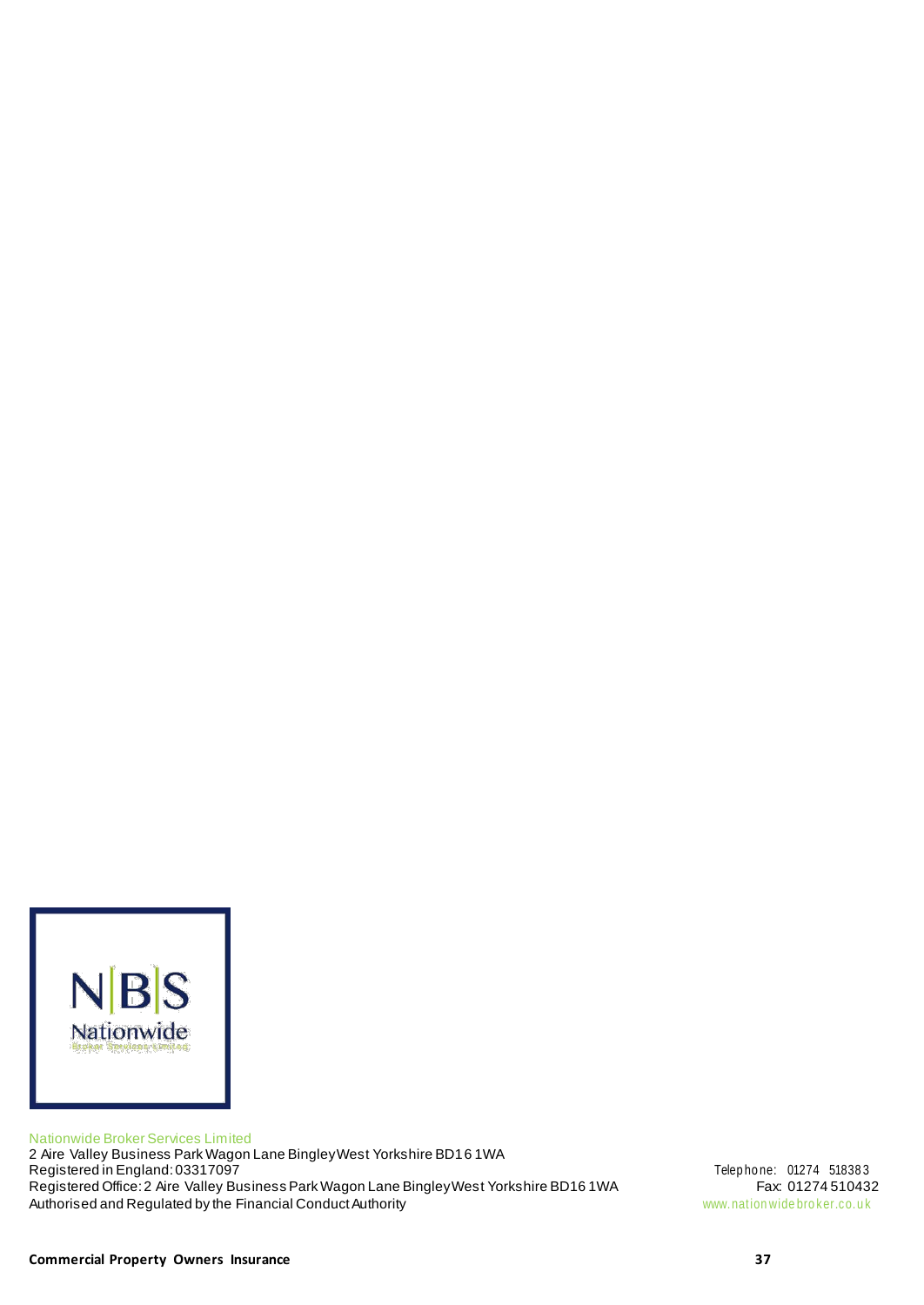NBS Nationwide Broker Services Limited

Nationwide Broker Services Limited
2 Aire Valley Business Park Wagon Lane Bingley West Yorkshire BD16 1WA
Registered in England: 03317097
Registered Office: 2 Aire Valley Business Park Wagon Lane Bingley West Yorkshire BD16 1WA
Authorised and Regulated by the Financial Conduct Authority

Telephone: 01274 518383
Fax: 01274 510432
www.nationwidebroker.co.uk